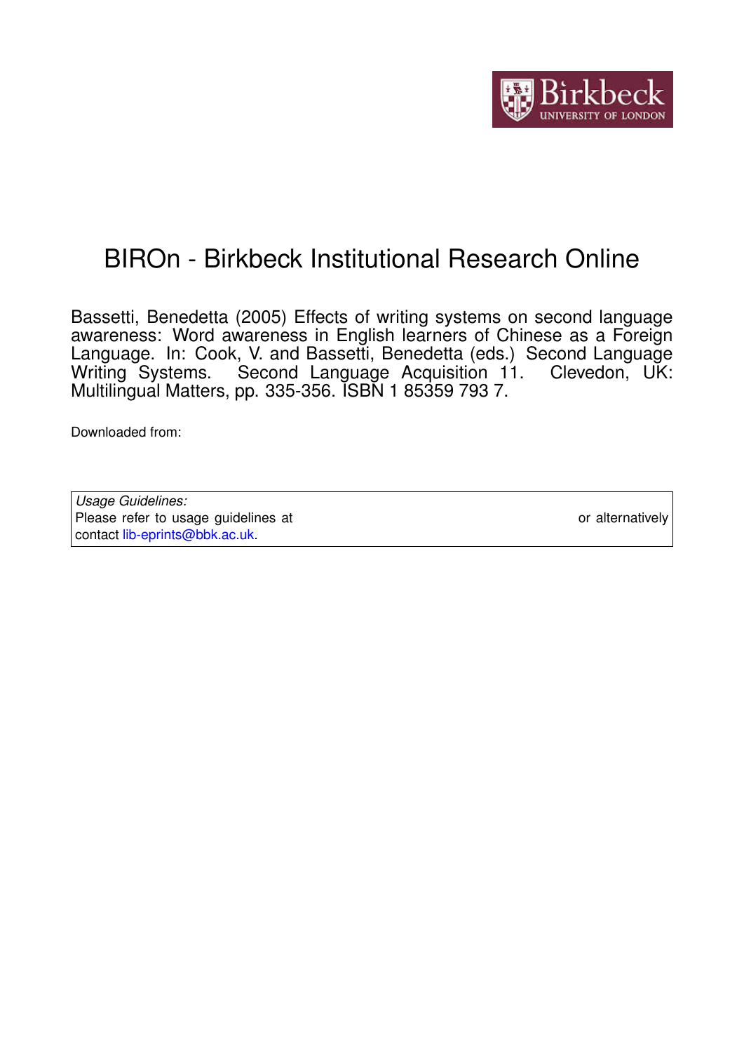# BIROn - Birkbeck Institutional Research Online

Bassetti, Benedetta (2005) Effects of writing systems on second language awareness: Word awareness in English learners of Chinese as a Foreign Language. In: Cook, V. and Bassetti, Benedetta (eds.) Second Language Writing Systems. Second Language Acquisition 11. Clevedon, UK: Multilingual Matters, pp. 335-356. ISBN 1 85359 793 7.

Downloaded from:

*Usage Guidelines:*
Please refer to usage guidelines at or alternatively contact lib-eprints@bbk.ac.uk.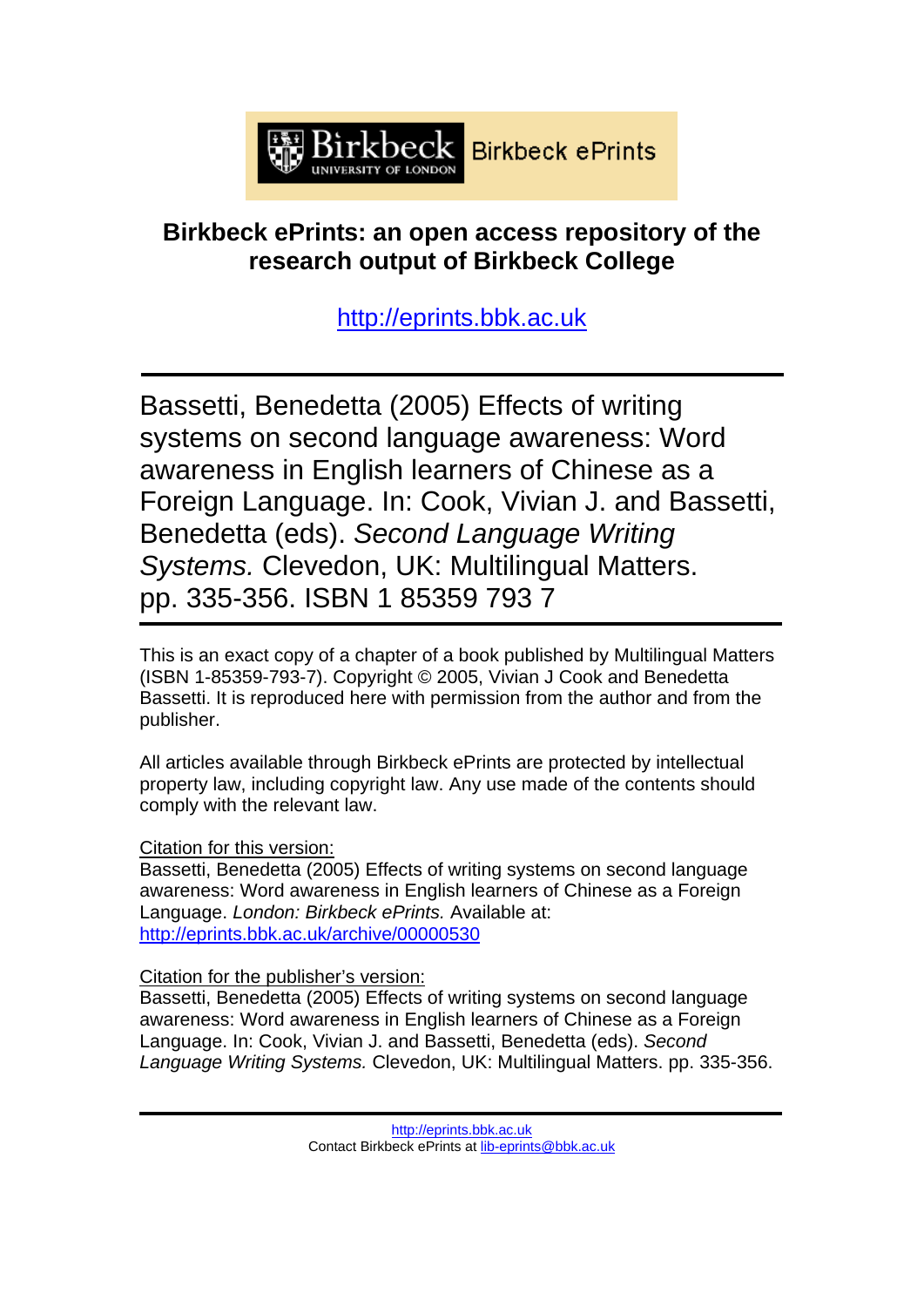# Birkbeck ePrints: an open access repository of the research output of Birkbeck College

http://eprints.bbk.ac.uk

---

Bassetti, Benedetta (2005) Effects of writing systems on second language awareness: Word awareness in English learners of Chinese as a Foreign Language. In: Cook, Vivian J. and Bassetti, Benedetta (eds). *Second Language Writing Systems.* Clevedon, UK: Multilingual Matters. pp. 335-356. ISBN 1 85359 793 7

---

This is an exact copy of a chapter of a book published by Multilingual Matters (ISBN 1-85359-793-7). Copyright © 2005, Vivian J Cook and Benedetta Bassetti. It is reproduced here with permission from the author and from the publisher.

All articles available through Birkbeck ePrints are protected by intellectual property law, including copyright law. Any use made of the contents should comply with the relevant law.

Citation for this version:
Bassetti, Benedetta (2005) Effects of writing systems on second language awareness: Word awareness in English learners of Chinese as a Foreign Language. *London: Birkbeck ePrints.* Available at: http://eprints.bbk.ac.uk/archive/00000530

Citation for the publisher's version:
Bassetti, Benedetta (2005) Effects of writing systems on second language awareness: Word awareness in English learners of Chinese as a Foreign Language. In: Cook, Vivian J. and Bassetti, Benedetta (eds). *Second Language Writing Systems.* Clevedon, UK: Multilingual Matters. pp. 335-356.

---

http://eprints.bbk.ac.uk
Contact Birkbeck ePrints at lib-eprints@bbk.ac.uk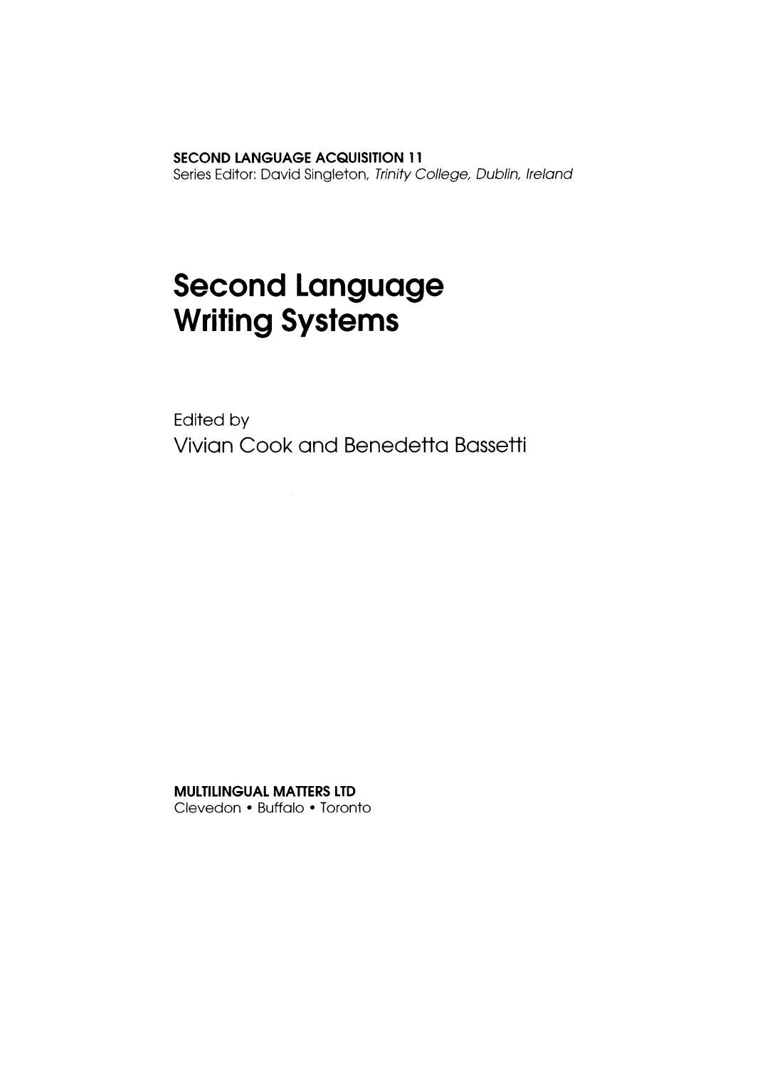**SECOND LANGUAGE ACQUISITION 11**
Series Editor: David Singleton, *Trinity College, Dublin, Ireland*

# Second Language Writing Systems

Edited by
Vivian Cook and Benedetta Bassetti

**MULTILINGUAL MATTERS LTD**
Clevedon • Buffalo • Toronto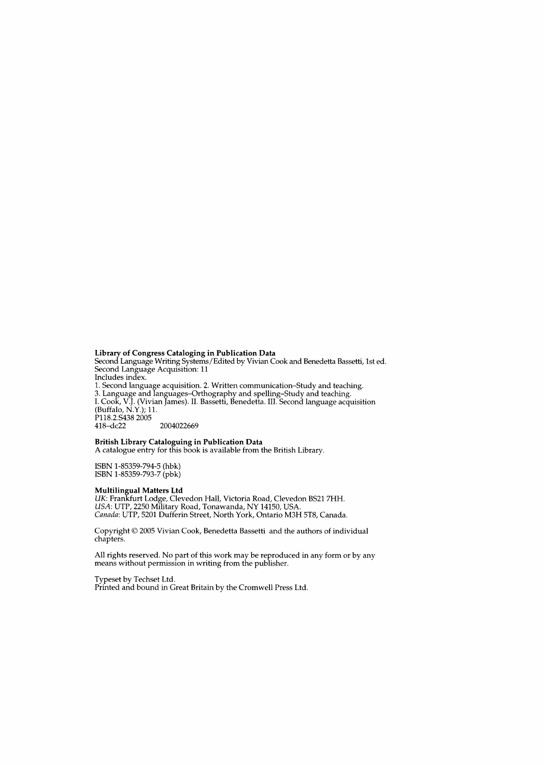**Library of Congress Cataloging in Publication Data**
Second Language Writing Systems/Edited by Vivian Cook and Benedetta Bassetti, 1st ed.
Second Language Acquisition: 11
Includes index.
1. Second language acquisition. 2. Written communication–Study and teaching.
3. Language and languages–Orthography and spelling–Study and teaching.
I. Cook, V.J. (Vivian James). II. Bassetti, Benedetta. III. Second language acquisition (Buffalo, N.Y.); 11.
P118.2.S438 2005
418–dc22 2004022669

**British Library Cataloguing in Publication Data**
A catalogue entry for this book is available from the British Library.

ISBN 1-85359-794-5 (hbk)
ISBN 1-85359-793-7 (pbk)

**Multilingual Matters Ltd**
*UK*: Frankfurt Lodge, Clevedon Hall, Victoria Road, Clevedon BS21 7HH.
*USA*: UTP, 2250 Military Road, Tonawanda, NY 14150, USA.
*Canada*: UTP, 5201 Dufferin Street, North York, Ontario M3H 5T8, Canada.

Copyright © 2005 Vivian Cook, Benedetta Bassetti and the authors of individual chapters.

All rights reserved. No part of this work may be reproduced in any form or by any means without permission in writing from the publisher.

Typeset by Techset Ltd.
Printed and bound in Great Britain by the Cromwell Press Ltd.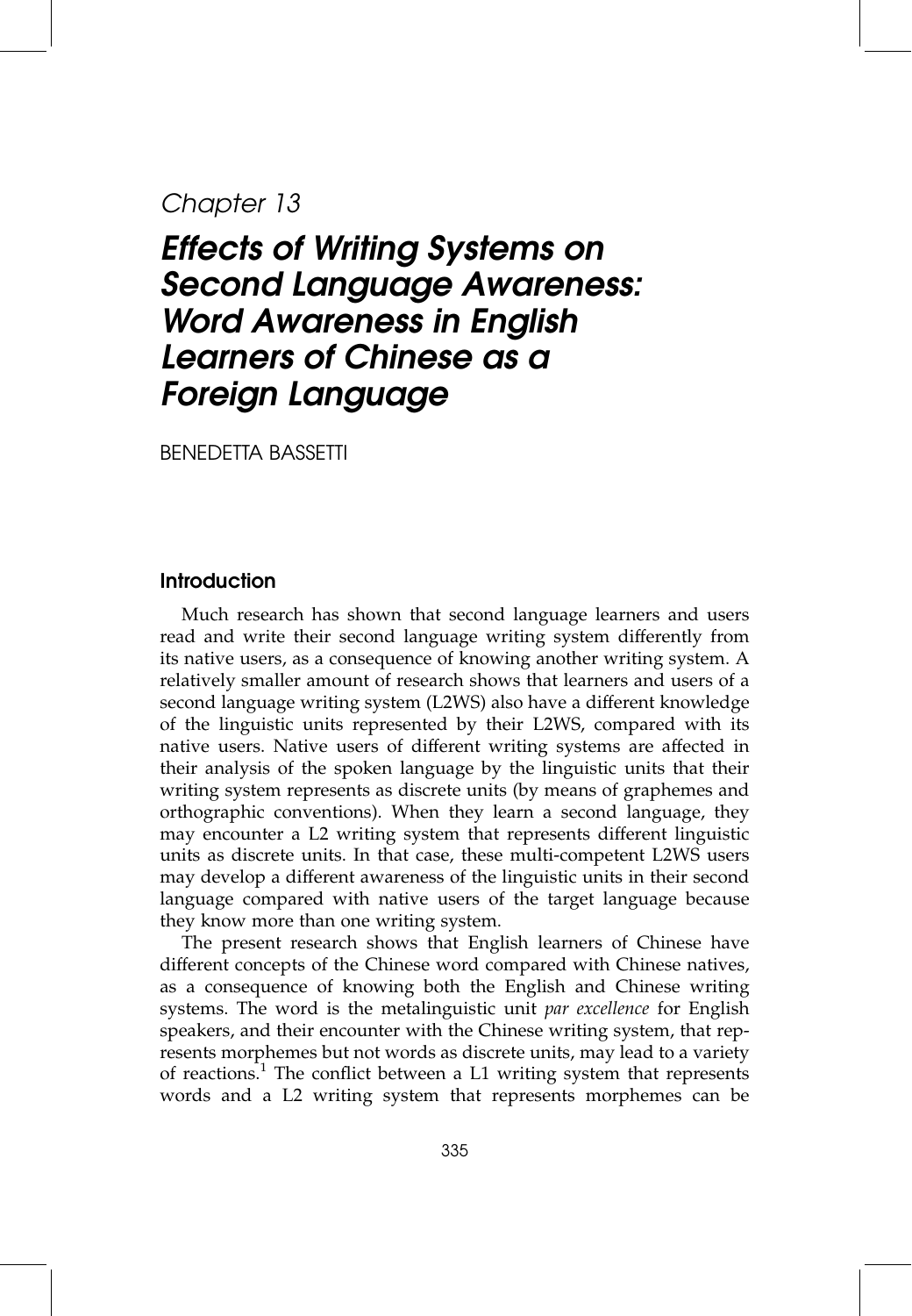*Chapter 13*

# *Effects of Writing Systems on Second Language Awareness: Word Awareness in English Learners of Chinese as a Foreign Language*

BENEDETTA BASSETTI

## Introduction

Much research has shown that second language learners and users read and write their second language writing system differently from its native users, as a consequence of knowing another writing system. A relatively smaller amount of research shows that learners and users of a second language writing system (L2WS) also have a different knowledge of the linguistic units represented by their L2WS, compared with its native users. Native users of different writing systems are affected in their analysis of the spoken language by the linguistic units that their writing system represents as discrete units (by means of graphemes and orthographic conventions). When they learn a second language, they may encounter a L2 writing system that represents different linguistic units as discrete units. In that case, these multi-competent L2WS users may develop a different awareness of the linguistic units in their second language compared with native users of the target language because they know more than one writing system.

The present research shows that English learners of Chinese have different concepts of the Chinese word compared with Chinese natives, as a consequence of knowing both the English and Chinese writing systems. The word is the metalinguistic unit *par excellence* for English speakers, and their encounter with the Chinese writing system, that represents morphemes but not words as discrete units, may lead to a variety of reactions.[1] The conflict between a L1 writing system that represents words and a L2 writing system that represents morphemes can be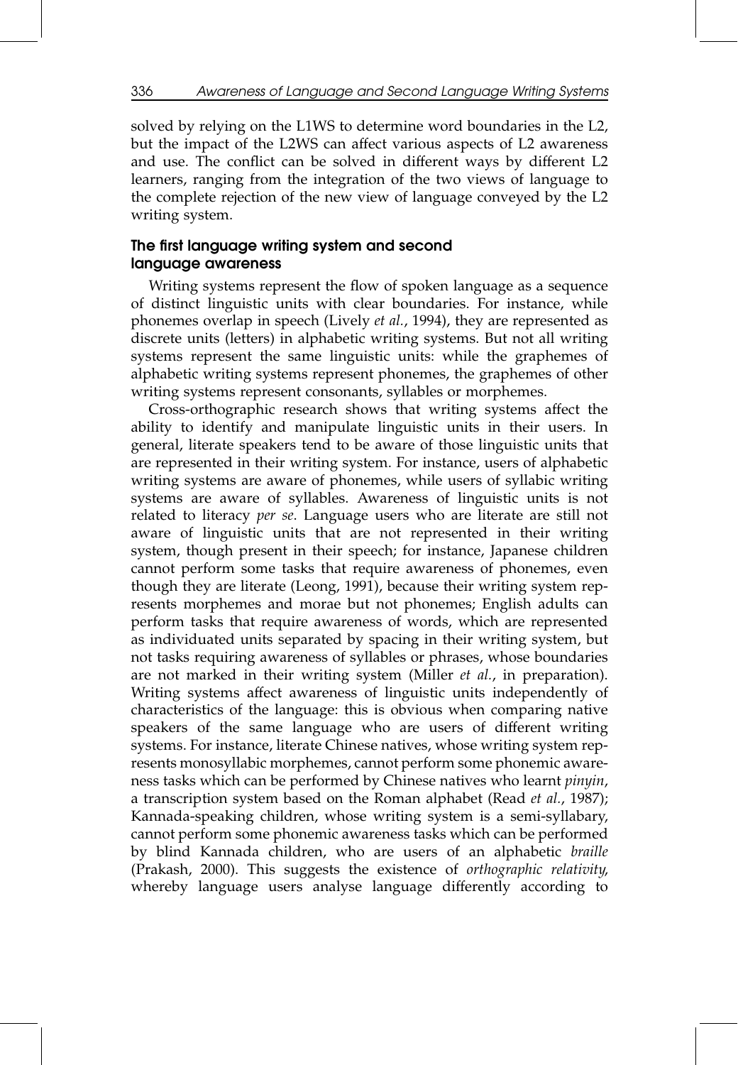solved by relying on the L1WS to determine word boundaries in the L2, but the impact of the L2WS can affect various aspects of L2 awareness and use. The conflict can be solved in different ways by different L2 learners, ranging from the integration of the two views of language to the complete rejection of the new view of language conveyed by the L2 writing system.

## The first language writing system and second language awareness

Writing systems represent the flow of spoken language as a sequence of distinct linguistic units with clear boundaries. For instance, while phonemes overlap in speech (Lively *et al.*, 1994), they are represented as discrete units (letters) in alphabetic writing systems. But not all writing systems represent the same linguistic units: while the graphemes of alphabetic writing systems represent phonemes, the graphemes of other writing systems represent consonants, syllables or morphemes.

Cross-orthographic research shows that writing systems affect the ability to identify and manipulate linguistic units in their users. In general, literate speakers tend to be aware of those linguistic units that are represented in their writing system. For instance, users of alphabetic writing systems are aware of phonemes, while users of syllabic writing systems are aware of syllables. Awareness of linguistic units is not related to literacy *per se*. Language users who are literate are still not aware of linguistic units that are not represented in their writing system, though present in their speech; for instance, Japanese children cannot perform some tasks that require awareness of phonemes, even though they are literate (Leong, 1991), because their writing system represents morphemes and morae but not phonemes; English adults can perform tasks that require awareness of words, which are represented as individuated units separated by spacing in their writing system, but not tasks requiring awareness of syllables or phrases, whose boundaries are not marked in their writing system (Miller *et al.*, in preparation). Writing systems affect awareness of linguistic units independently of characteristics of the language: this is obvious when comparing native speakers of the same language who are users of different writing systems. For instance, literate Chinese natives, whose writing system represents monosyllabic morphemes, cannot perform some phonemic awareness tasks which can be performed by Chinese natives who learnt *pinyin*, a transcription system based on the Roman alphabet (Read *et al.*, 1987); Kannada-speaking children, whose writing system is a semi-syllabary, cannot perform some phonemic awareness tasks which can be performed by blind Kannada children, who are users of an alphabetic *braille* (Prakash, 2000). This suggests the existence of *orthographic relativity*, whereby language users analyse language differently according to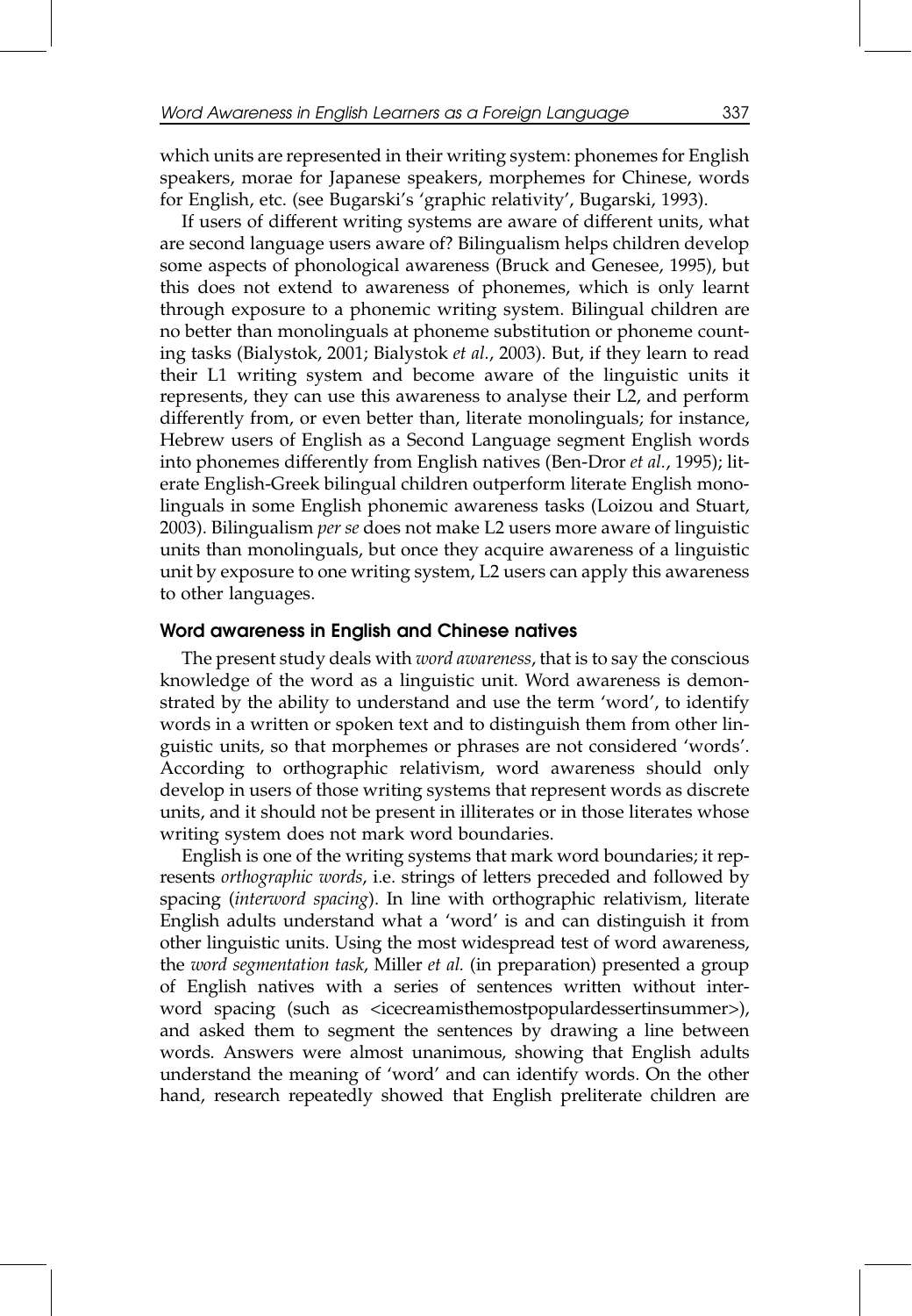which units are represented in their writing system: phonemes for English speakers, morae for Japanese speakers, morphemes for Chinese, words for English, etc. (see Bugarski's 'graphic relativity', Bugarski, 1993).

If users of different writing systems are aware of different units, what are second language users aware of? Bilingualism helps children develop some aspects of phonological awareness (Bruck and Genesee, 1995), but this does not extend to awareness of phonemes, which is only learnt through exposure to a phonemic writing system. Bilingual children are no better than monolinguals at phoneme substitution or phoneme counting tasks (Bialystok, 2001; Bialystok *et al.*, 2003). But, if they learn to read their L1 writing system and become aware of the linguistic units it represents, they can use this awareness to analyse their L2, and perform differently from, or even better than, literate monolinguals; for instance, Hebrew users of English as a Second Language segment English words into phonemes differently from English natives (Ben-Dror *et al.*, 1995); literate English-Greek bilingual children outperform literate English monolinguals in some English phonemic awareness tasks (Loizou and Stuart, 2003). Bilingualism *per se* does not make L2 users more aware of linguistic units than monolinguals, but once they acquire awareness of a linguistic unit by exposure to one writing system, L2 users can apply this awareness to other languages.

## Word awareness in English and Chinese natives

The present study deals with *word awareness*, that is to say the conscious knowledge of the word as a linguistic unit. Word awareness is demonstrated by the ability to understand and use the term 'word', to identify words in a written or spoken text and to distinguish them from other linguistic units, so that morphemes or phrases are not considered 'words'. According to orthographic relativism, word awareness should only develop in users of those writing systems that represent words as discrete units, and it should not be present in illiterates or in those literates whose writing system does not mark word boundaries.

English is one of the writing systems that mark word boundaries; it represents *orthographic words*, i.e. strings of letters preceded and followed by spacing (*interword spacing*). In line with orthographic relativism, literate English adults understand what a 'word' is and can distinguish it from other linguistic units. Using the most widespread test of word awareness, the *word segmentation task*, Miller *et al.* (in preparation) presented a group of English natives with a series of sentences written without interword spacing (such as <icecreamisthemostpopulardessertinsummer>), and asked them to segment the sentences by drawing a line between words. Answers were almost unanimous, showing that English adults understand the meaning of 'word' and can identify words. On the other hand, research repeatedly showed that English preliterate children are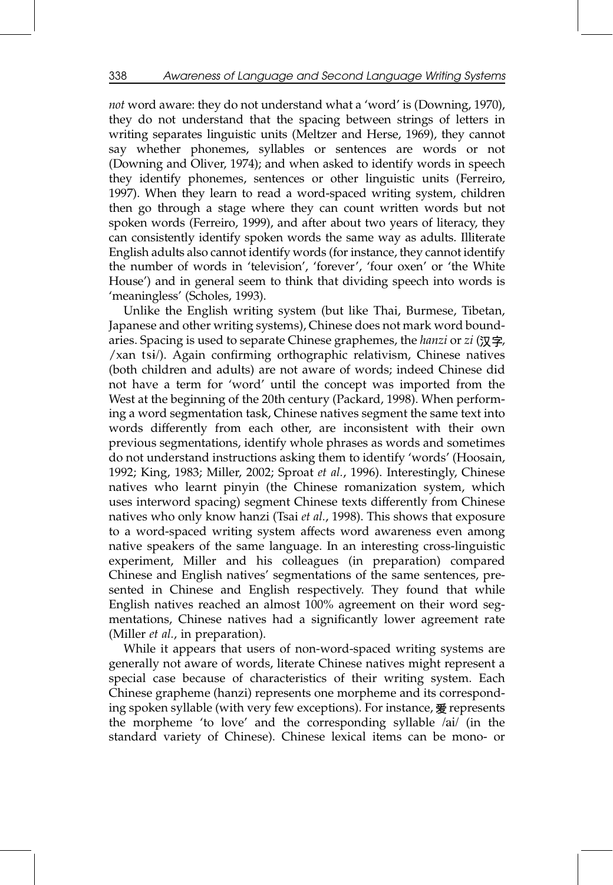*not* word aware: they do not understand what a 'word' is (Downing, 1970), they do not understand that the spacing between strings of letters in writing separates linguistic units (Meltzer and Herse, 1969), they cannot say whether phonemes, syllables or sentences are words or not (Downing and Oliver, 1974); and when asked to identify words in speech they identify phonemes, sentences or other linguistic units (Ferreiro, 1997). When they learn to read a word-spaced writing system, children then go through a stage where they can count written words but not spoken words (Ferreiro, 1999), and after about two years of literacy, they can consistently identify spoken words the same way as adults. Illiterate English adults also cannot identify words (for instance, they cannot identify the number of words in 'television', 'forever', 'four oxen' or 'the White House') and in general seem to think that dividing speech into words is 'meaningless' (Scholes, 1993).

Unlike the English writing system (but like Thai, Burmese, Tibetan, Japanese and other writing systems), Chinese does not mark word boundaries. Spacing is used to separate Chinese graphemes, the *hanzi* or *zi* (汉字, /xan tsɨ/). Again confirming orthographic relativism, Chinese natives (both children and adults) are not aware of words; indeed Chinese did not have a term for 'word' until the concept was imported from the West at the beginning of the 20th century (Packard, 1998). When performing a word segmentation task, Chinese natives segment the same text into words differently from each other, are inconsistent with their own previous segmentations, identify whole phrases as words and sometimes do not understand instructions asking them to identify 'words' (Hoosain, 1992; King, 1983; Miller, 2002; Sproat *et al.*, 1996). Interestingly, Chinese natives who learnt pinyin (the Chinese romanization system, which uses interword spacing) segment Chinese texts differently from Chinese natives who only know hanzi (Tsai *et al.*, 1998). This shows that exposure to a word-spaced writing system affects word awareness even among native speakers of the same language. In an interesting cross-linguistic experiment, Miller and his colleagues (in preparation) compared Chinese and English natives' segmentations of the same sentences, presented in Chinese and English respectively. They found that while English natives reached an almost 100% agreement on their word segmentations, Chinese natives had a significantly lower agreement rate (Miller *et al.*, in preparation).

While it appears that users of non-word-spaced writing systems are generally not aware of words, literate Chinese natives might represent a special case because of characteristics of their writing system. Each Chinese grapheme (hanzi) represents one morpheme and its corresponding spoken syllable (with very few exceptions). For instance, 爱 represents the morpheme 'to love' and the corresponding syllable /ai/ (in the standard variety of Chinese). Chinese lexical items can be mono- or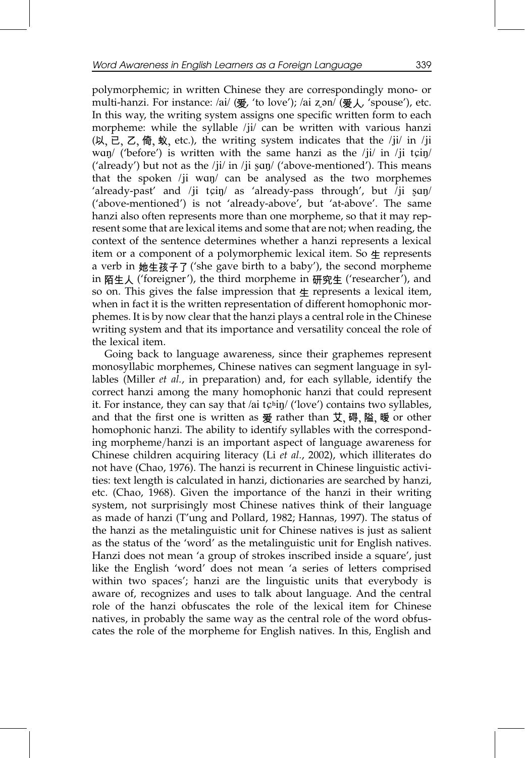polymorphemic; in written Chinese they are correspondingly mono- or multi-hanzi. For instance: /ai/ (爱, 'to love'); /ai z̩ən/ (爱人, 'spouse'), etc. In this way, the writing system assigns one specific written form to each morpheme: while the syllable /ji/ can be written with various hanzi (以, 已, 乙, 倚, 蚁, etc.), the writing system indicates that the /ji/ in /ji wɑŋ/ ('before') is written with the same hanzi as the /ji/ in /ji tɕiŋ/ ('already') but not as the /ji/ in /ji ʂɑŋ/ ('above-mentioned'). This means that the spoken /ji wɑŋ/ can be analysed as the two morphemes 'already-past' and /ji tɕiŋ/ as 'already-pass through', but /ji ʂɑŋ/ ('above-mentioned') is not 'already-above', but 'at-above'. The same hanzi also often represents more than one morpheme, so that it may represent some that are lexical items and some that are not; when reading, the context of the sentence determines whether a hanzi represents a lexical item or a component of a polymorphemic lexical item. So 生 represents a verb in 她生孩子了 ('she gave birth to a baby'), the second morpheme in 陌生人 ('foreigner'), the third morpheme in 研究生 ('researcher'), and so on. This gives the false impression that 生 represents a lexical item, when in fact it is the written representation of different homophonic morphemes. It is by now clear that the hanzi plays a central role in the Chinese writing system and that its importance and versatility conceal the role of the lexical item.

Going back to language awareness, since their graphemes represent monosyllabic morphemes, Chinese natives can segment language in syllables (Miller *et al.*, in preparation) and, for each syllable, identify the correct hanzi among the many homophonic hanzi that could represent it. For instance, they can say that /ai tɕʰiŋ/ ('love') contains two syllables, and that the first one is written as 爱 rather than 艾, 碍, 隘, 暧 or other homophonic hanzi. The ability to identify syllables with the corresponding morpheme/hanzi is an important aspect of language awareness for Chinese children acquiring literacy (Li *et al.*, 2002), which illiterates do not have (Chao, 1976). The hanzi is recurrent in Chinese linguistic activities: text length is calculated in hanzi, dictionaries are searched by hanzi, etc. (Chao, 1968). Given the importance of the hanzi in their writing system, not surprisingly most Chinese natives think of their language as made of hanzi (T'ung and Pollard, 1982; Hannas, 1997). The status of the hanzi as the metalinguistic unit for Chinese natives is just as salient as the status of the 'word' as the metalinguistic unit for English natives. Hanzi does not mean 'a group of strokes inscribed inside a square', just like the English 'word' does not mean 'a series of letters comprised within two spaces'; hanzi are the linguistic units that everybody is aware of, recognizes and uses to talk about language. And the central role of the hanzi obfuscates the role of the lexical item for Chinese natives, in probably the same way as the central role of the word obfuscates the role of the morpheme for English natives. In this, English and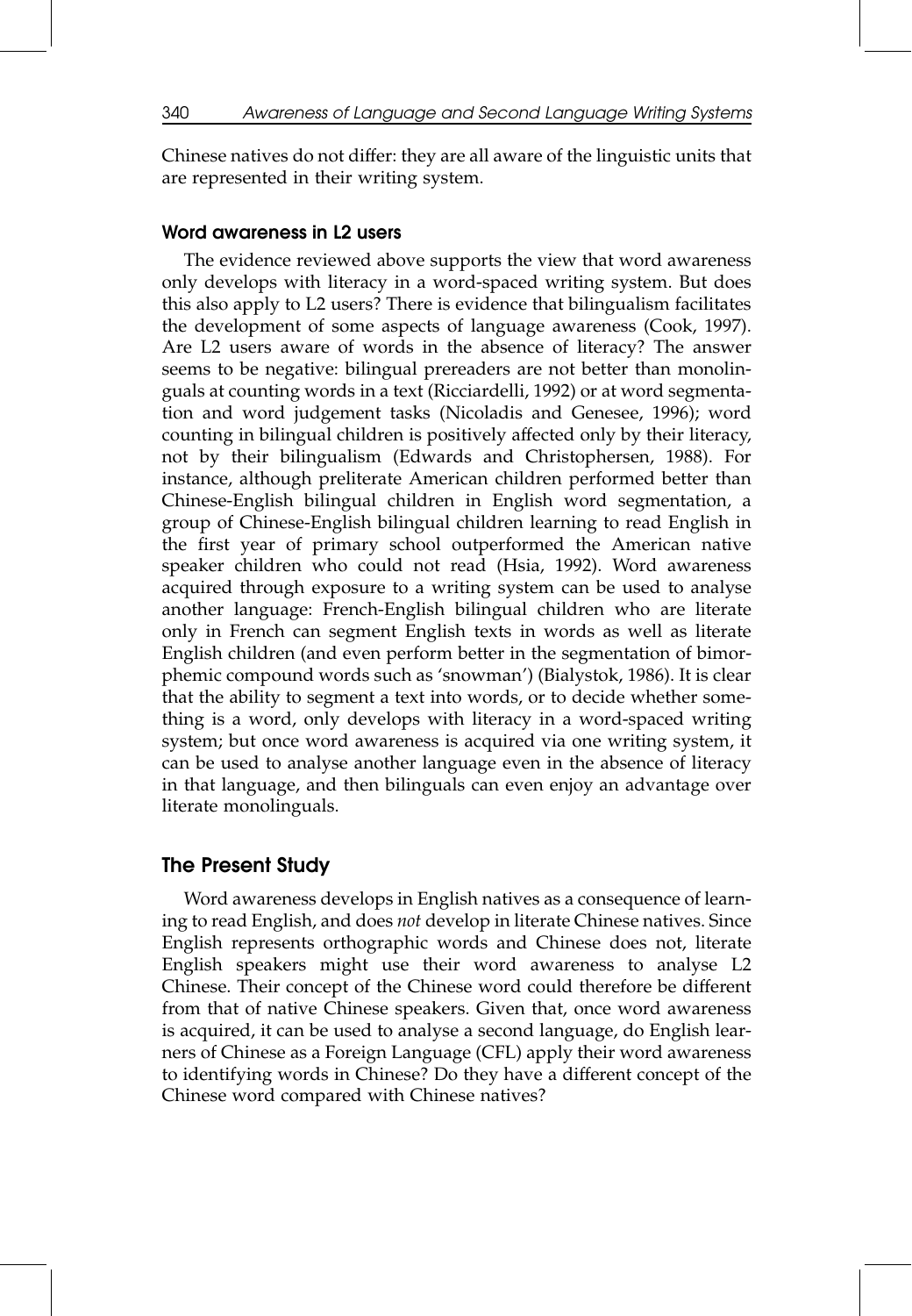Chinese natives do not differ: they are all aware of the linguistic units that are represented in their writing system.

### Word awareness in L2 users

The evidence reviewed above supports the view that word awareness only develops with literacy in a word-spaced writing system. But does this also apply to L2 users? There is evidence that bilingualism facilitates the development of some aspects of language awareness (Cook, 1997). Are L2 users aware of words in the absence of literacy? The answer seems to be negative: bilingual prereaders are not better than monolinguals at counting words in a text (Ricciardelli, 1992) or at word segmentation and word judgement tasks (Nicoladis and Genesee, 1996); word counting in bilingual children is positively affected only by their literacy, not by their bilingualism (Edwards and Christophersen, 1988). For instance, although preliterate American children performed better than Chinese-English bilingual children in English word segmentation, a group of Chinese-English bilingual children learning to read English in the first year of primary school outperformed the American native speaker children who could not read (Hsia, 1992). Word awareness acquired through exposure to a writing system can be used to analyse another language: French-English bilingual children who are literate only in French can segment English texts in words as well as literate English children (and even perform better in the segmentation of bimorphemic compound words such as 'snowman') (Bialystok, 1986). It is clear that the ability to segment a text into words, or to decide whether something is a word, only develops with literacy in a word-spaced writing system; but once word awareness is acquired via one writing system, it can be used to analyse another language even in the absence of literacy in that language, and then bilinguals can even enjoy an advantage over literate monolinguals.

## The Present Study

Word awareness develops in English natives as a consequence of learning to read English, and does *not* develop in literate Chinese natives. Since English represents orthographic words and Chinese does not, literate English speakers might use their word awareness to analyse L2 Chinese. Their concept of the Chinese word could therefore be different from that of native Chinese speakers. Given that, once word awareness is acquired, it can be used to analyse a second language, do English learners of Chinese as a Foreign Language (CFL) apply their word awareness to identifying words in Chinese? Do they have a different concept of the Chinese word compared with Chinese natives?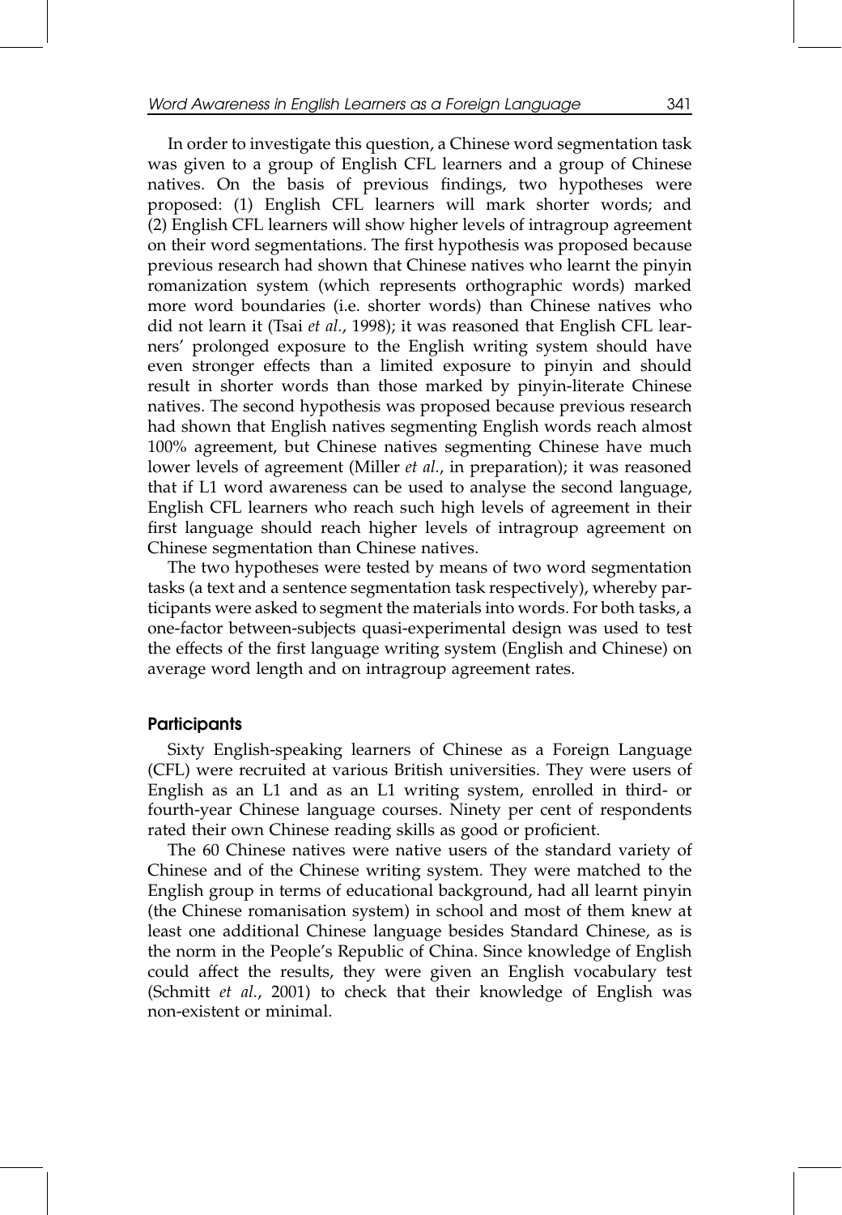In order to investigate this question, a Chinese word segmentation task was given to a group of English CFL learners and a group of Chinese natives. On the basis of previous findings, two hypotheses were proposed: (1) English CFL learners will mark shorter words; and (2) English CFL learners will show higher levels of intragroup agreement on their word segmentations. The first hypothesis was proposed because previous research had shown that Chinese natives who learnt the pinyin romanization system (which represents orthographic words) marked more word boundaries (i.e. shorter words) than Chinese natives who did not learn it (Tsai *et al.*, 1998); it was reasoned that English CFL learners' prolonged exposure to the English writing system should have even stronger effects than a limited exposure to pinyin and should result in shorter words than those marked by pinyin-literate Chinese natives. The second hypothesis was proposed because previous research had shown that English natives segmenting English words reach almost 100% agreement, but Chinese natives segmenting Chinese have much lower levels of agreement (Miller *et al.*, in preparation); it was reasoned that if L1 word awareness can be used to analyse the second language, English CFL learners who reach such high levels of agreement in their first language should reach higher levels of intragroup agreement on Chinese segmentation than Chinese natives.

The two hypotheses were tested by means of two word segmentation tasks (a text and a sentence segmentation task respectively), whereby participants were asked to segment the materials into words. For both tasks, a one-factor between-subjects quasi-experimental design was used to test the effects of the first language writing system (English and Chinese) on average word length and on intragroup agreement rates.

### Participants

Sixty English-speaking learners of Chinese as a Foreign Language (CFL) were recruited at various British universities. They were users of English as an L1 and as an L1 writing system, enrolled in third- or fourth-year Chinese language courses. Ninety per cent of respondents rated their own Chinese reading skills as good or proficient.

The 60 Chinese natives were native users of the standard variety of Chinese and of the Chinese writing system. They were matched to the English group in terms of educational background, had all learnt pinyin (the Chinese romanisation system) in school and most of them knew at least one additional Chinese language besides Standard Chinese, as is the norm in the People's Republic of China. Since knowledge of English could affect the results, they were given an English vocabulary test (Schmitt *et al.*, 2001) to check that their knowledge of English was non-existent or minimal.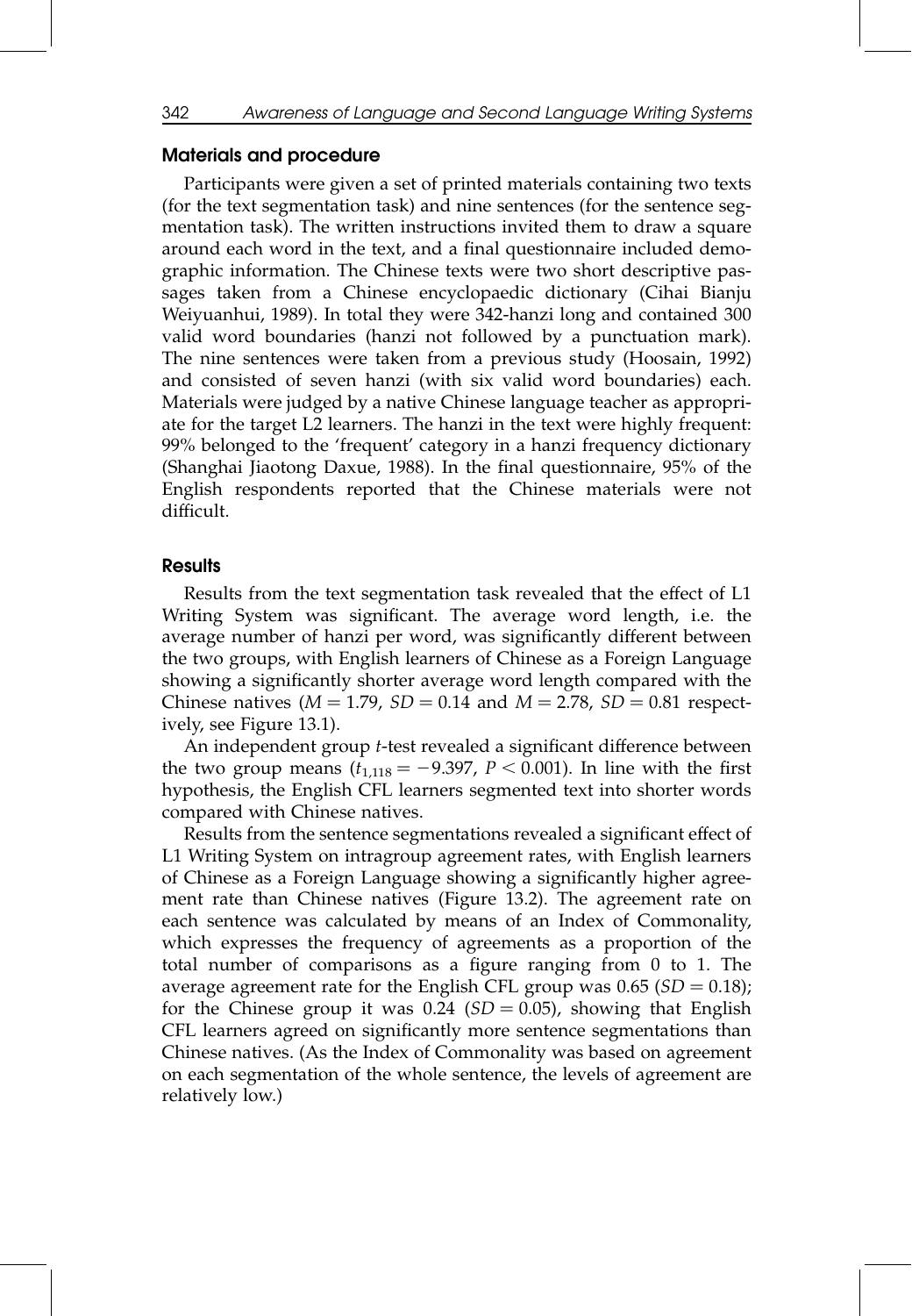### Materials and procedure

Participants were given a set of printed materials containing two texts (for the text segmentation task) and nine sentences (for the sentence segmentation task). The written instructions invited them to draw a square around each word in the text, and a final questionnaire included demographic information. The Chinese texts were two short descriptive passages taken from a Chinese encyclopaedic dictionary (Cihai Bianju Weiyuanhui, 1989). In total they were 342-hanzi long and contained 300 valid word boundaries (hanzi not followed by a punctuation mark). The nine sentences were taken from a previous study (Hoosain, 1992) and consisted of seven hanzi (with six valid word boundaries) each. Materials were judged by a native Chinese language teacher as appropriate for the target L2 learners. The hanzi in the text were highly frequent: 99% belonged to the 'frequent' category in a hanzi frequency dictionary (Shanghai Jiaotong Daxue, 1988). In the final questionnaire, 95% of the English respondents reported that the Chinese materials were not difficult.

### Results

Results from the text segmentation task revealed that the effect of L1 Writing System was significant. The average word length, i.e. the average number of hanzi per word, was significantly different between the two groups, with English learners of Chinese as a Foreign Language showing a significantly shorter average word length compared with the Chinese natives ($M = 1.79$, $SD = 0.14$ and $M = 2.78$, $SD = 0.81$ respectively, see Figure 13.1).

An independent group *t*-test revealed a significant difference between the two group means ($t_{1,118} = -9.397$, $P < 0.001$). In line with the first hypothesis, the English CFL learners segmented text into shorter words compared with Chinese natives.

Results from the sentence segmentations revealed a significant effect of L1 Writing System on intragroup agreement rates, with English learners of Chinese as a Foreign Language showing a significantly higher agreement rate than Chinese natives (Figure 13.2). The agreement rate on each sentence was calculated by means of an Index of Commonality, which expresses the frequency of agreements as a proportion of the total number of comparisons as a figure ranging from 0 to 1. The average agreement rate for the English CFL group was 0.65 ($SD = 0.18$); for the Chinese group it was 0.24 ($SD = 0.05$), showing that English CFL learners agreed on significantly more sentence segmentations than Chinese natives. (As the Index of Commonality was based on agreement on each segmentation of the whole sentence, the levels of agreement are relatively low.)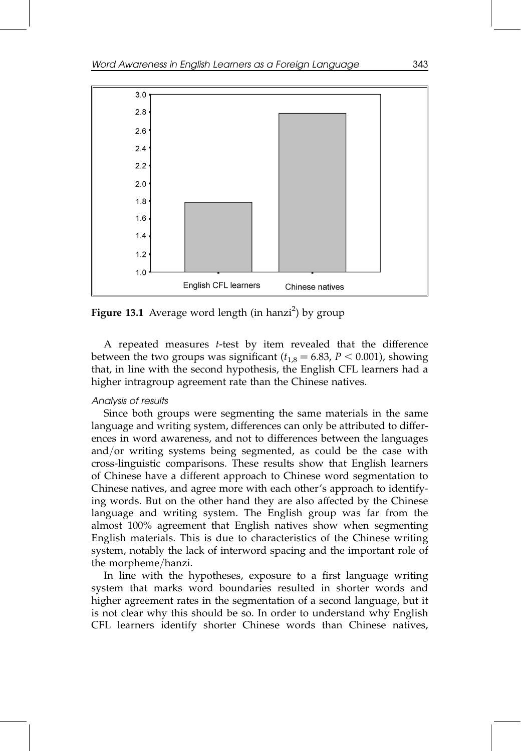**Figure 13.1** Average word length (in hanzi[2]) by group

A repeated measures *t*-test by item revealed that the difference between the two groups was significant ($t_{1,8} = 6.83$, $P < 0.001$), showing that, in line with the second hypothesis, the English CFL learners had a higher intragroup agreement rate than the Chinese natives.

*Analysis of results*

Since both groups were segmenting the same materials in the same language and writing system, differences can only be attributed to differences in word awareness, and not to differences between the languages and/or writing systems being segmented, as could be the case with cross-linguistic comparisons. These results show that English learners of Chinese have a different approach to Chinese word segmentation to Chinese natives, and agree more with each other's approach to identifying words. But on the other hand they are also affected by the Chinese language and writing system. The English group was far from the almost 100% agreement that English natives show when segmenting English materials. This is due to characteristics of the Chinese writing system, notably the lack of interword spacing and the important role of the morpheme/hanzi.

In line with the hypotheses, exposure to a first language writing system that marks word boundaries resulted in shorter words and higher agreement rates in the segmentation of a second language, but it is not clear why this should be so. In order to understand why English CFL learners identify shorter Chinese words than Chinese natives,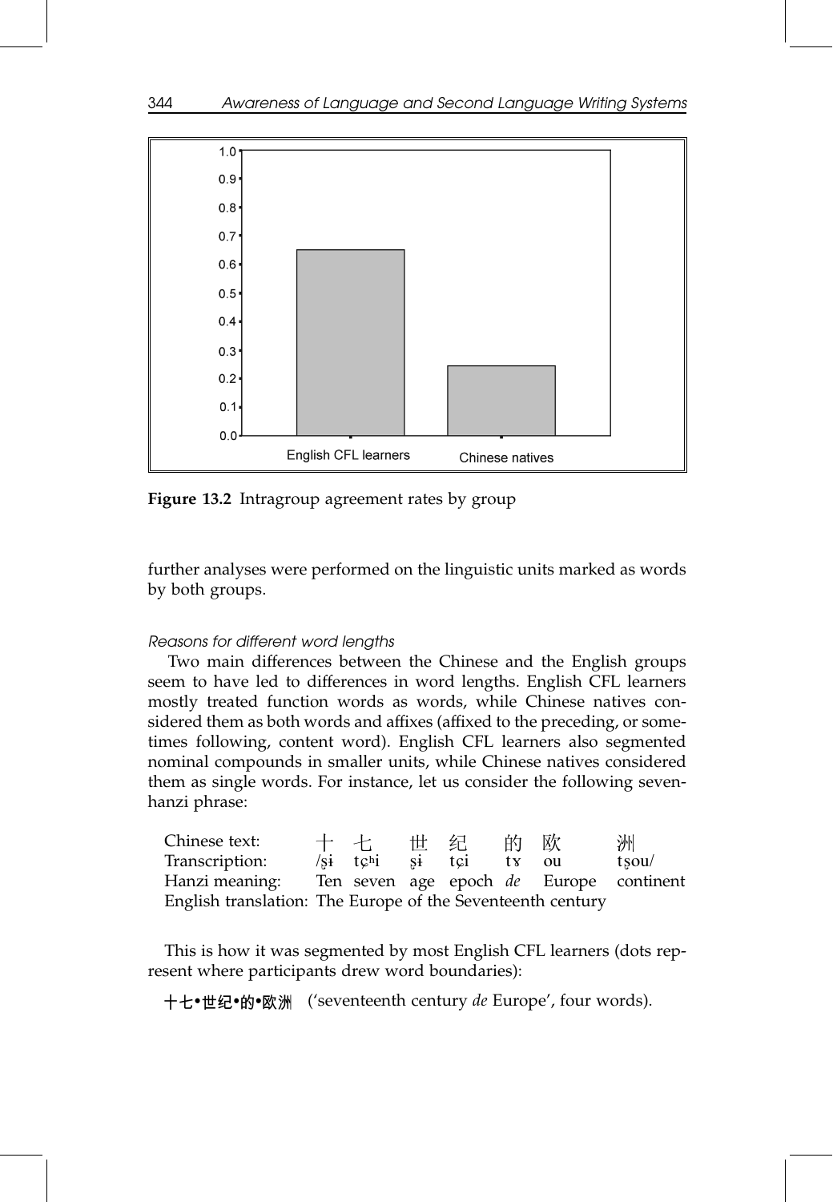**Figure 13.2** Intragroup agreement rates by group

further analyses were performed on the linguistic units marked as words by both groups.

*Reasons for different word lengths*

Two main differences between the Chinese and the English groups seem to have led to differences in word lengths. English CFL learners mostly treated function words as words, while Chinese natives considered them as both words and affixes (affixed to the preceding, or sometimes following, content word). English CFL learners also segmented nominal compounds in smaller units, while Chinese natives considered them as single words. For instance, let us consider the following seven-hanzi phrase:

| | | | | | | | |
|---|---|---|---|---|---|---|---|
| Chinese text: | 十 | 七 | 世 | 纪 | 的 | 欧 | 洲 |
| Transcription: | /ʂɨ | tɕʰi | ʂɨ | tɕi | tɤ | ou | tʂou/ |
| Hanzi meaning: | Ten | seven | age | epoch | *de* | Europe | continent |

English translation: The Europe of the Seventeenth century

This is how it was segmented by most English CFL learners (dots represent where participants drew word boundaries):

十七•世纪•的•欧洲 ('seventeenth century *de* Europe', four words).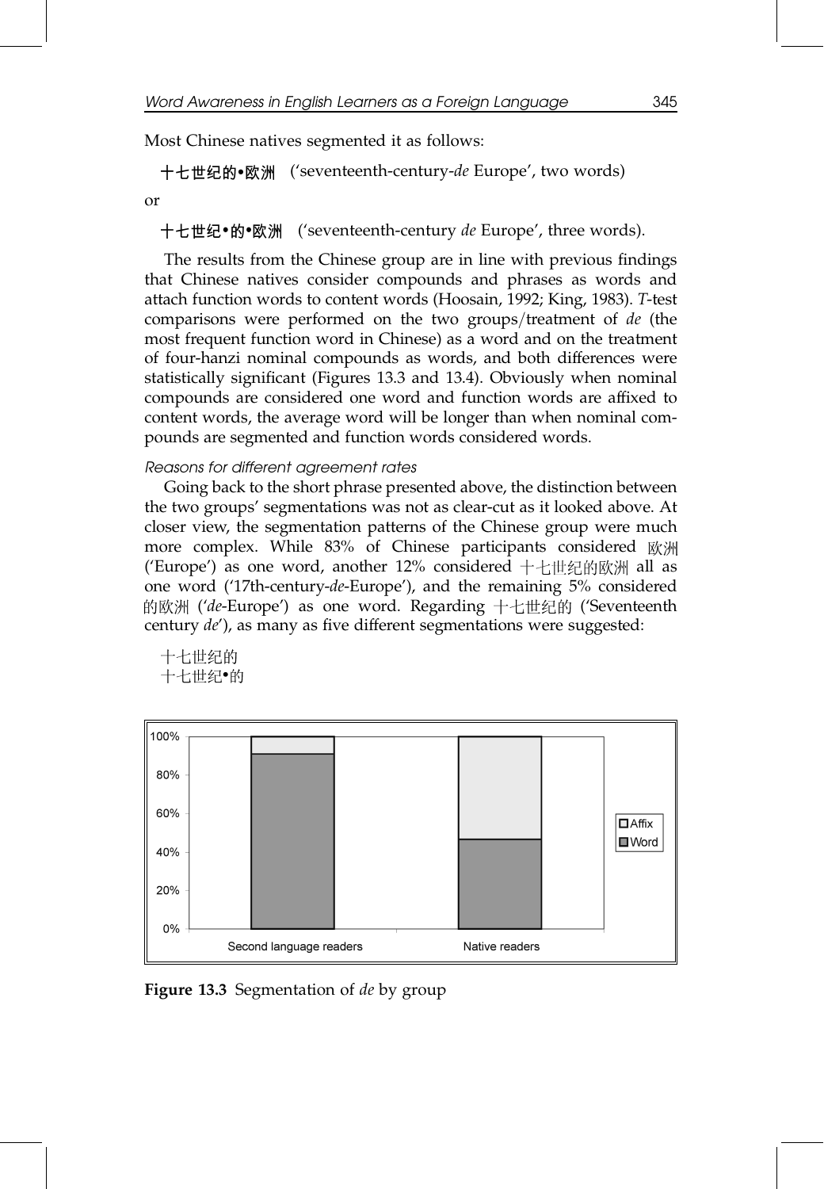Most Chinese natives segmented it as follows:

**十七世纪的•欧洲** ('seventeenth-century-*de* Europe', two words)

or

**十七世纪•的•欧洲** ('seventeenth-century *de* Europe', three words).

The results from the Chinese group are in line with previous findings that Chinese natives consider compounds and phrases as words and attach function words to content words (Hoosain, 1992; King, 1983). *T*-test comparisons were performed on the two groups/treatment of *de* (the most frequent function word in Chinese) as a word and on the treatment of four-hanzi nominal compounds as words, and both differences were statistically significant (Figures 13.3 and 13.4). Obviously when nominal compounds are considered one word and function words are affixed to content words, the average word will be longer than when nominal compounds are segmented and function words considered words.

*Reasons for different agreement rates*

Going back to the short phrase presented above, the distinction between the two groups' segmentations was not as clear-cut as it looked above. At closer view, the segmentation patterns of the Chinese group were much more complex. While 83% of Chinese participants considered 欧洲 ('Europe') as one word, another 12% considered 十七世纪的欧洲 all as one word ('17th-century-*de*-Europe'), and the remaining 5% considered 的欧洲 ('*de*-Europe') as one word. Regarding 十七世纪的 ('Seventeenth century *de*'), as many as five different segmentations were suggested:

十七世纪的
十七世纪•的

**Figure 13.3** Segmentation of *de* by group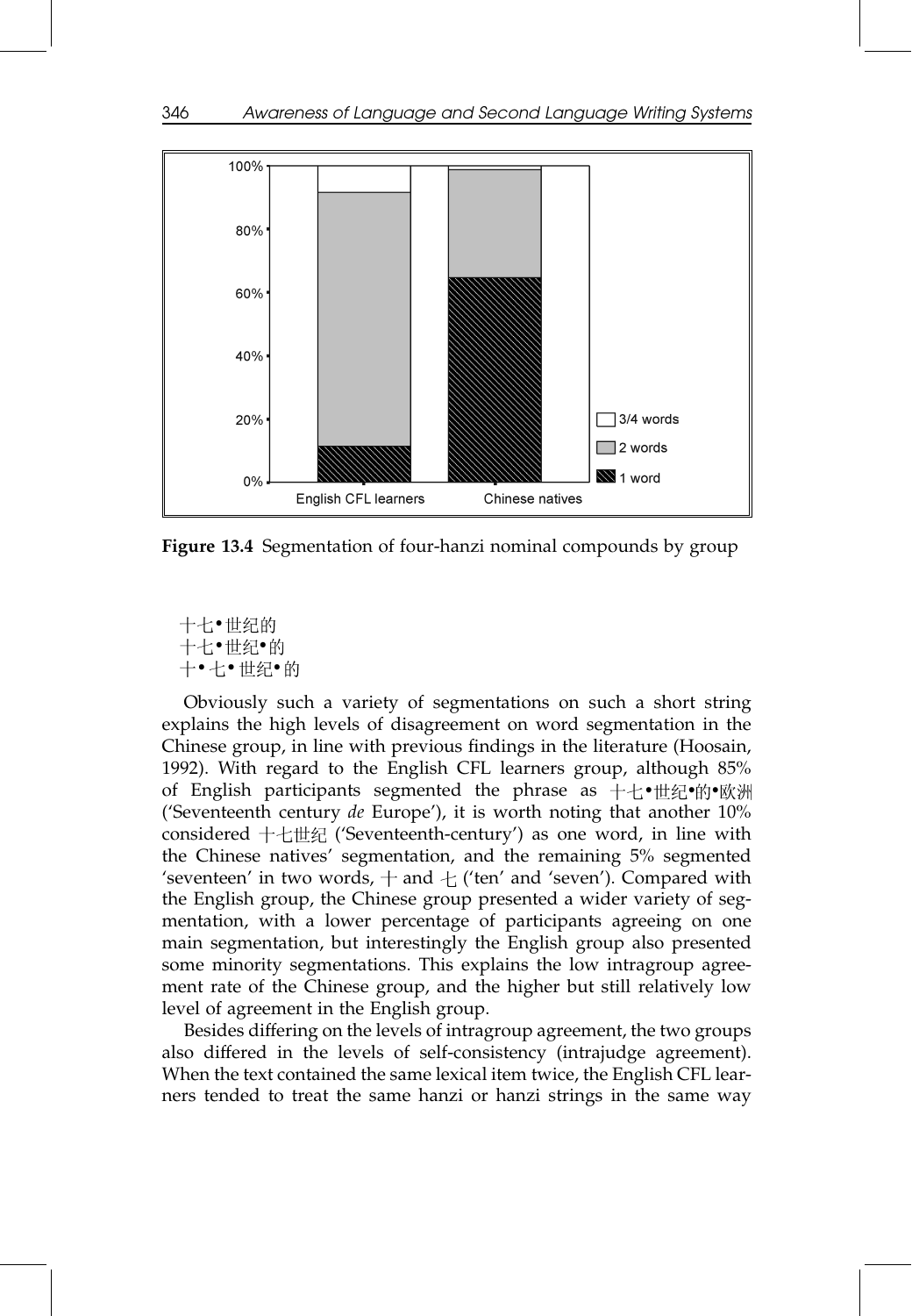**Figure 13.4** Segmentation of four-hanzi nominal compounds by group

十七•世纪的
十七•世纪•的
十•七• 世纪• 的

Obviously such a variety of segmentations on such a short string explains the high levels of disagreement on word segmentation in the Chinese group, in line with previous findings in the literature (Hoosain, 1992). With regard to the English CFL learners group, although 85% of English participants segmented the phrase as 十七•世纪•的•欧洲 ('Seventeenth century *de* Europe'), it is worth noting that another 10% considered 十七世纪 ('Seventeenth-century') as one word, in line with the Chinese natives' segmentation, and the remaining 5% segmented 'seventeen' in two words, 十 and 七 ('ten' and 'seven'). Compared with the English group, the Chinese group presented a wider variety of segmentation, with a lower percentage of participants agreeing on one main segmentation, but interestingly the English group also presented some minority segmentations. This explains the low intragroup agreement rate of the Chinese group, and the higher but still relatively low level of agreement in the English group.

Besides differing on the levels of intragroup agreement, the two groups also differed in the levels of self-consistency (intrajudge agreement). When the text contained the same lexical item twice, the English CFL learners tended to treat the same hanzi or hanzi strings in the same way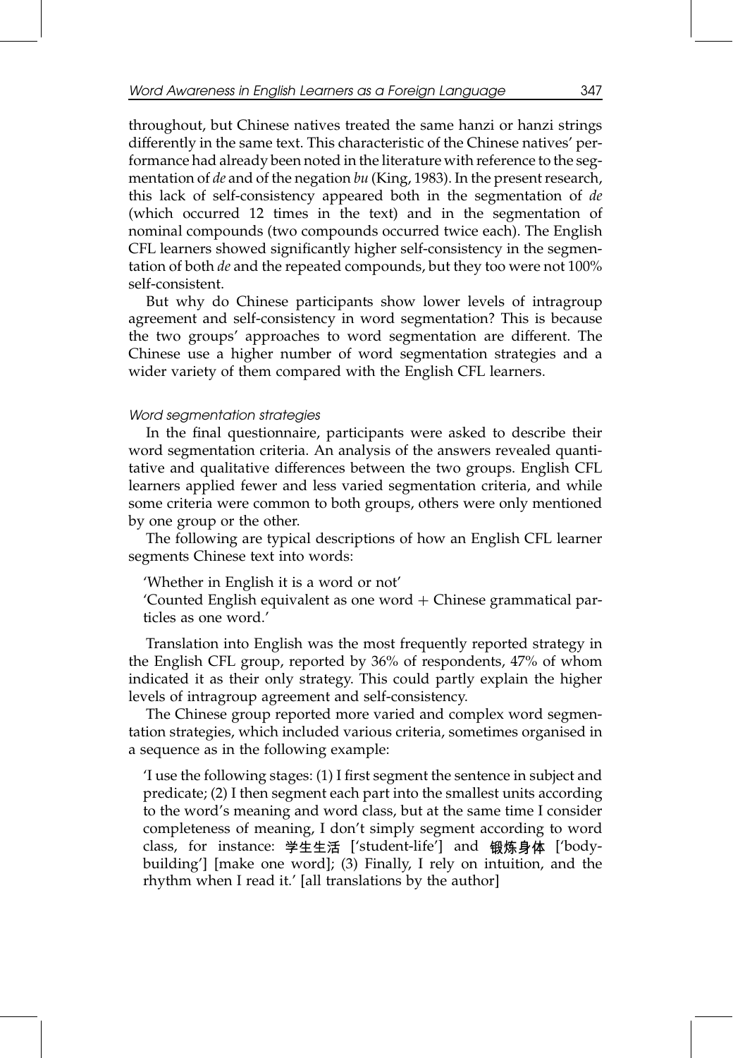throughout, but Chinese natives treated the same hanzi or hanzi strings differently in the same text. This characteristic of the Chinese natives' performance had already been noted in the literature with reference to the segmentation of *de* and of the negation *bu* (King, 1983). In the present research, this lack of self-consistency appeared both in the segmentation of *de* (which occurred 12 times in the text) and in the segmentation of nominal compounds (two compounds occurred twice each). The English CFL learners showed significantly higher self-consistency in the segmentation of both *de* and the repeated compounds, but they too were not 100% self-consistent.

But why do Chinese participants show lower levels of intragroup agreement and self-consistency in word segmentation? This is because the two groups' approaches to word segmentation are different. The Chinese use a higher number of word segmentation strategies and a wider variety of them compared with the English CFL learners.

### *Word segmentation strategies*

In the final questionnaire, participants were asked to describe their word segmentation criteria. An analysis of the answers revealed quantitative and qualitative differences between the two groups. English CFL learners applied fewer and less varied segmentation criteria, and while some criteria were common to both groups, others were only mentioned by one group or the other.

The following are typical descriptions of how an English CFL learner segments Chinese text into words:

> 'Whether in English it is a word or not'
>
> 'Counted English equivalent as one word + Chinese grammatical particles as one word.'

Translation into English was the most frequently reported strategy in the English CFL group, reported by 36% of respondents, 47% of whom indicated it as their only strategy. This could partly explain the higher levels of intragroup agreement and self-consistency.

The Chinese group reported more varied and complex word segmentation strategies, which included various criteria, sometimes organised in a sequence as in the following example:

> 'I use the following stages: (1) I first segment the sentence in subject and predicate; (2) I then segment each part into the smallest units according to the word's meaning and word class, but at the same time I consider completeness of meaning, I don't simply segment according to word class, for instance: 学生生活 ['student-life'] and 锻炼身体 ['body-building'] [make one word]; (3) Finally, I rely on intuition, and the rhythm when I read it.' [all translations by the author]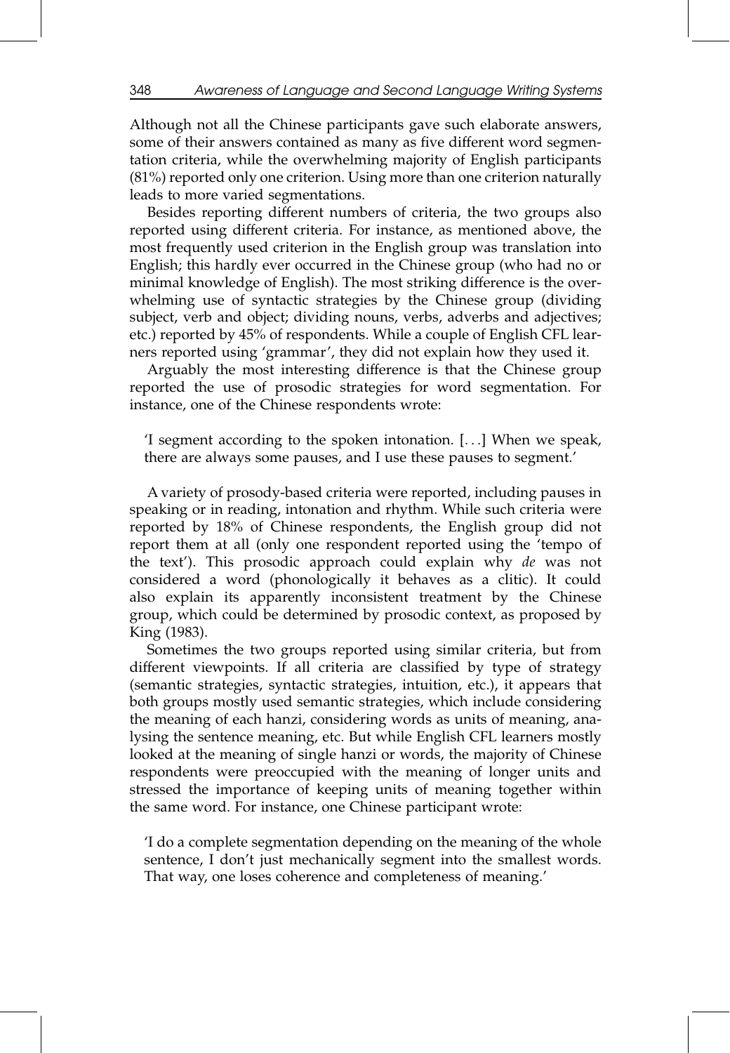Although not all the Chinese participants gave such elaborate answers, some of their answers contained as many as five different word segmentation criteria, while the overwhelming majority of English participants (81%) reported only one criterion. Using more than one criterion naturally leads to more varied segmentations.

Besides reporting different numbers of criteria, the two groups also reported using different criteria. For instance, as mentioned above, the most frequently used criterion in the English group was translation into English; this hardly ever occurred in the Chinese group (who had no or minimal knowledge of English). The most striking difference is the overwhelming use of syntactic strategies by the Chinese group (dividing subject, verb and object; dividing nouns, verbs, adverbs and adjectives; etc.) reported by 45% of respondents. While a couple of English CFL learners reported using 'grammar', they did not explain how they used it.

Arguably the most interesting difference is that the Chinese group reported the use of prosodic strategies for word segmentation. For instance, one of the Chinese respondents wrote:

> 'I segment according to the spoken intonation. [...] When we speak, there are always some pauses, and I use these pauses to segment.'

A variety of prosody-based criteria were reported, including pauses in speaking or in reading, intonation and rhythm. While such criteria were reported by 18% of Chinese respondents, the English group did not report them at all (only one respondent reported using the 'tempo of the text'). This prosodic approach could explain why *de* was not considered a word (phonologically it behaves as a clitic). It could also explain its apparently inconsistent treatment by the Chinese group, which could be determined by prosodic context, as proposed by King (1983).

Sometimes the two groups reported using similar criteria, but from different viewpoints. If all criteria are classified by type of strategy (semantic strategies, syntactic strategies, intuition, etc.), it appears that both groups mostly used semantic strategies, which include considering the meaning of each hanzi, considering words as units of meaning, analysing the sentence meaning, etc. But while English CFL learners mostly looked at the meaning of single hanzi or words, the majority of Chinese respondents were preoccupied with the meaning of longer units and stressed the importance of keeping units of meaning together within the same word. For instance, one Chinese participant wrote:

> 'I do a complete segmentation depending on the meaning of the whole sentence, I don't just mechanically segment into the smallest words. That way, one loses coherence and completeness of meaning.'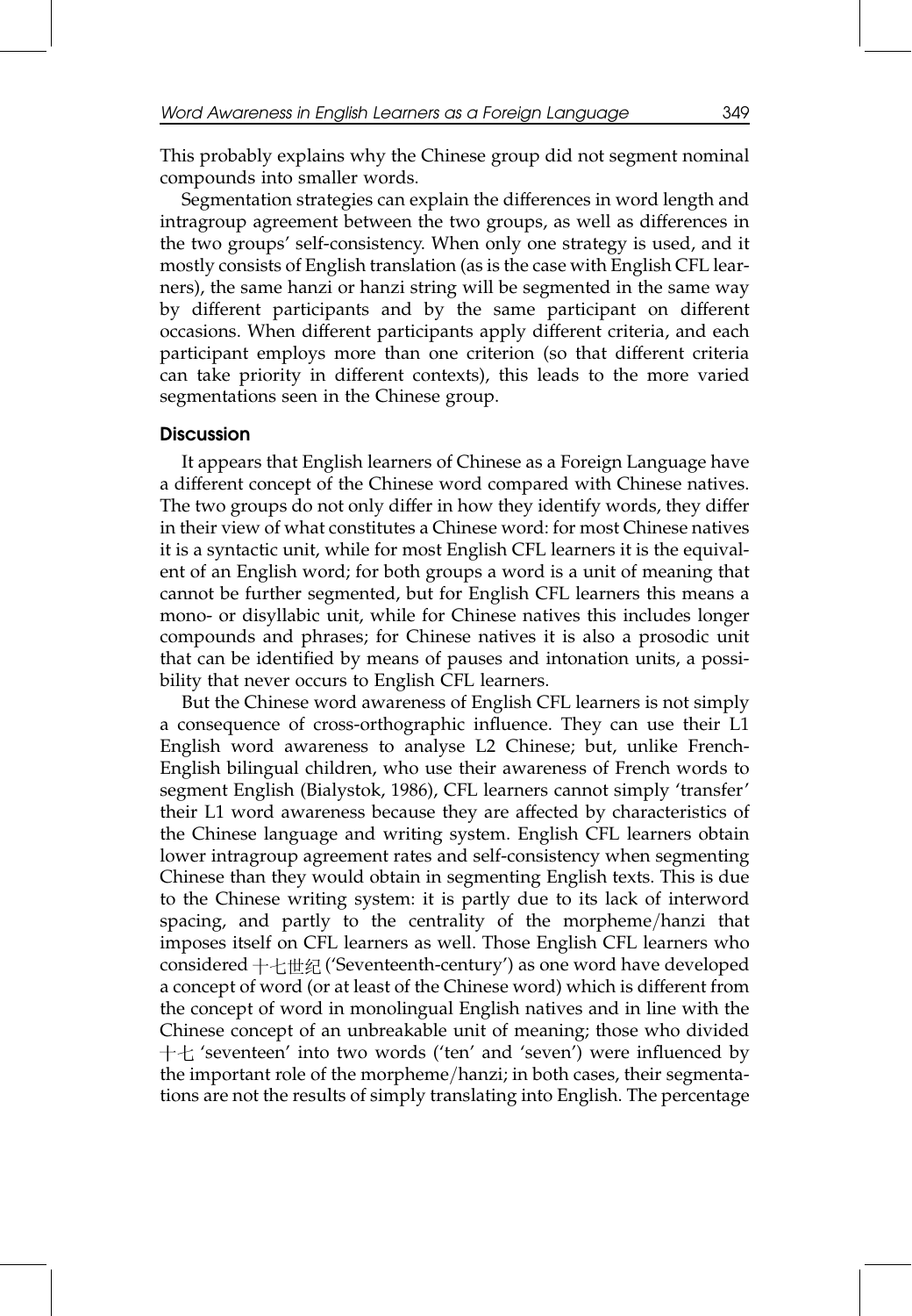This probably explains why the Chinese group did not segment nominal compounds into smaller words.

Segmentation strategies can explain the differences in word length and intragroup agreement between the two groups, as well as differences in the two groups' self-consistency. When only one strategy is used, and it mostly consists of English translation (as is the case with English CFL learners), the same hanzi or hanzi string will be segmented in the same way by different participants and by the same participant on different occasions. When different participants apply different criteria, and each participant employs more than one criterion (so that different criteria can take priority in different contexts), this leads to the more varied segmentations seen in the Chinese group.

## Discussion

It appears that English learners of Chinese as a Foreign Language have a different concept of the Chinese word compared with Chinese natives. The two groups do not only differ in how they identify words, they differ in their view of what constitutes a Chinese word: for most Chinese natives it is a syntactic unit, while for most English CFL learners it is the equivalent of an English word; for both groups a word is a unit of meaning that cannot be further segmented, but for English CFL learners this means a mono- or disyllabic unit, while for Chinese natives this includes longer compounds and phrases; for Chinese natives it is also a prosodic unit that can be identified by means of pauses and intonation units, a possibility that never occurs to English CFL learners.

But the Chinese word awareness of English CFL learners is not simply a consequence of cross-orthographic influence. They can use their L1 English word awareness to analyse L2 Chinese; but, unlike French-English bilingual children, who use their awareness of French words to segment English (Bialystok, 1986), CFL learners cannot simply 'transfer' their L1 word awareness because they are affected by characteristics of the Chinese language and writing system. English CFL learners obtain lower intragroup agreement rates and self-consistency when segmenting Chinese than they would obtain in segmenting English texts. This is due to the Chinese writing system: it is partly due to its lack of interword spacing, and partly to the centrality of the morpheme/hanzi that imposes itself on CFL learners as well. Those English CFL learners who considered 十七世纪 ('Seventeenth-century') as one word have developed a concept of word (or at least of the Chinese word) which is different from the concept of word in monolingual English natives and in line with the Chinese concept of an unbreakable unit of meaning; those who divided 十七 'seventeen' into two words ('ten' and 'seven') were influenced by the important role of the morpheme/hanzi; in both cases, their segmentations are not the results of simply translating into English. The percentage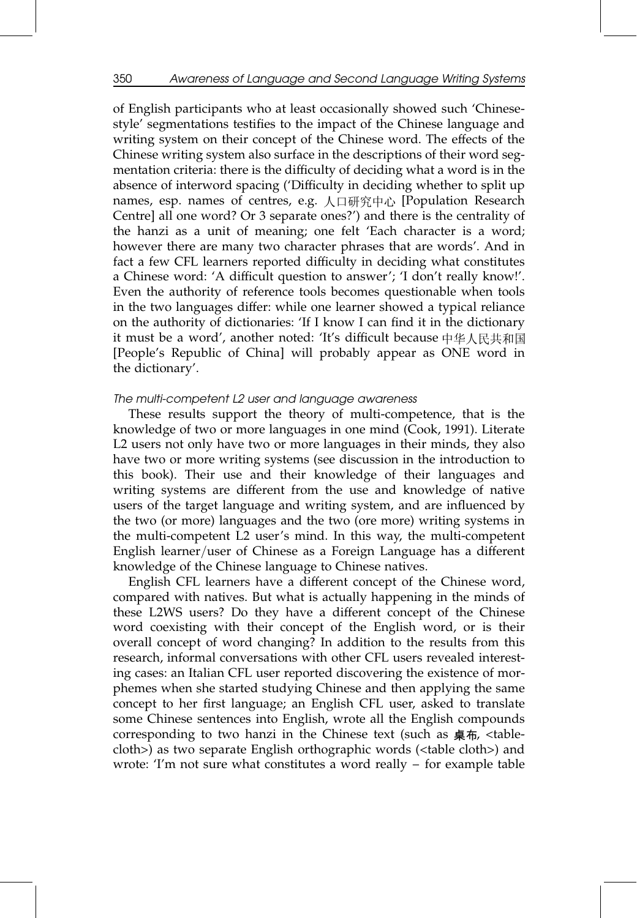of English participants who at least occasionally showed such 'Chinese-style' segmentations testifies to the impact of the Chinese language and writing system on their concept of the Chinese word. The effects of the Chinese writing system also surface in the descriptions of their word segmentation criteria: there is the difficulty of deciding what a word is in the absence of interword spacing ('Difficulty in deciding whether to split up names, esp. names of centres, e.g. 人口研究中心 [Population Research Centre] all one word? Or 3 separate ones?') and there is the centrality of the hanzi as a unit of meaning; one felt 'Each character is a word; however there are many two character phrases that are words'. And in fact a few CFL learners reported difficulty in deciding what constitutes a Chinese word: 'A difficult question to answer'; 'I don't really know!'. Even the authority of reference tools becomes questionable when tools in the two languages differ: while one learner showed a typical reliance on the authority of dictionaries: 'If I know I can find it in the dictionary it must be a word', another noted: 'It's difficult because 中华人民共和国 [People's Republic of China] will probably appear as ONE word in the dictionary'.

*The multi-competent L2 user and language awareness*

These results support the theory of multi-competence, that is the knowledge of two or more languages in one mind (Cook, 1991). Literate L2 users not only have two or more languages in their minds, they also have two or more writing systems (see discussion in the introduction to this book). Their use and their knowledge of their languages and writing systems are different from the use and knowledge of native users of the target language and writing system, and are influenced by the two (or more) languages and the two (ore more) writing systems in the multi-competent L2 user's mind. In this way, the multi-competent English learner/user of Chinese as a Foreign Language has a different knowledge of the Chinese language to Chinese natives.

English CFL learners have a different concept of the Chinese word, compared with natives. But what is actually happening in the minds of these L2WS users? Do they have a different concept of the Chinese word coexisting with their concept of the English word, or is their overall concept of word changing? In addition to the results from this research, informal conversations with other CFL users revealed interesting cases: an Italian CFL user reported discovering the existence of morphemes when she started studying Chinese and then applying the same concept to her first language; an English CFL user, asked to translate some Chinese sentences into English, wrote all the English compounds corresponding to two hanzi in the Chinese text (such as **桌布**, <tablecloth>) as two separate English orthographic words (<table cloth>) and wrote: 'I'm not sure what constitutes a word really – for example table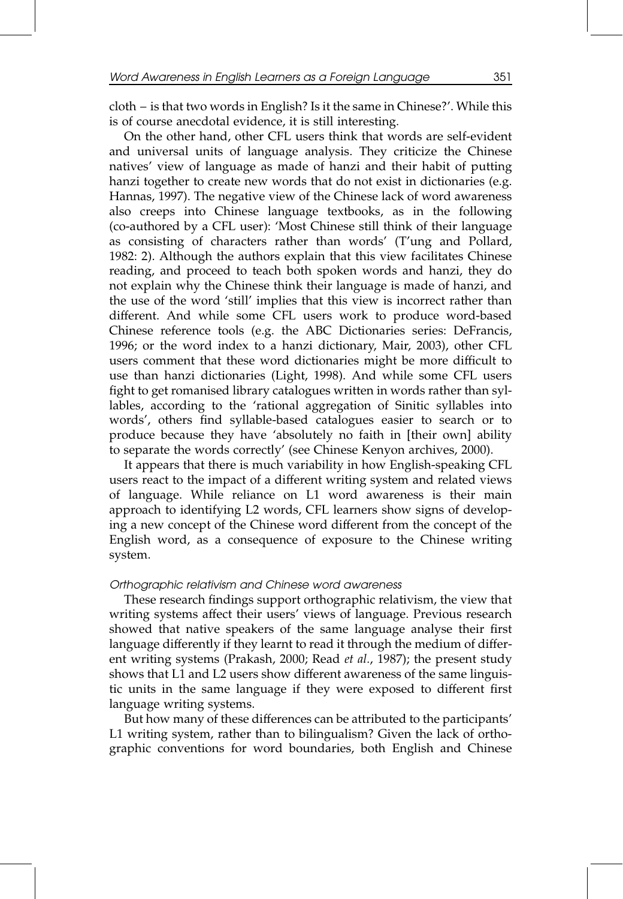cloth – is that two words in English? Is it the same in Chinese?'. While this is of course anecdotal evidence, it is still interesting.

On the other hand, other CFL users think that words are self-evident and universal units of language analysis. They criticize the Chinese natives' view of language as made of hanzi and their habit of putting hanzi together to create new words that do not exist in dictionaries (e.g. Hannas, 1997). The negative view of the Chinese lack of word awareness also creeps into Chinese language textbooks, as in the following (co-authored by a CFL user): 'Most Chinese still think of their language as consisting of characters rather than words' (T'ung and Pollard, 1982: 2). Although the authors explain that this view facilitates Chinese reading, and proceed to teach both spoken words and hanzi, they do not explain why the Chinese think their language is made of hanzi, and the use of the word 'still' implies that this view is incorrect rather than different. And while some CFL users work to produce word-based Chinese reference tools (e.g. the ABC Dictionaries series: DeFrancis, 1996; or the word index to a hanzi dictionary, Mair, 2003), other CFL users comment that these word dictionaries might be more difficult to use than hanzi dictionaries (Light, 1998). And while some CFL users fight to get romanised library catalogues written in words rather than syllables, according to the 'rational aggregation of Sinitic syllables into words', others find syllable-based catalogues easier to search or to produce because they have 'absolutely no faith in [their own] ability to separate the words correctly' (see Chinese Kenyon archives, 2000).

It appears that there is much variability in how English-speaking CFL users react to the impact of a different writing system and related views of language. While reliance on L1 word awareness is their main approach to identifying L2 words, CFL learners show signs of developing a new concept of the Chinese word different from the concept of the English word, as a consequence of exposure to the Chinese writing system.

*Orthographic relativism and Chinese word awareness*

These research findings support orthographic relativism, the view that writing systems affect their users' views of language. Previous research showed that native speakers of the same language analyse their first language differently if they learnt to read it through the medium of different writing systems (Prakash, 2000; Read *et al.*, 1987); the present study shows that L1 and L2 users show different awareness of the same linguistic units in the same language if they were exposed to different first language writing systems.

But how many of these differences can be attributed to the participants' L1 writing system, rather than to bilingualism? Given the lack of orthographic conventions for word boundaries, both English and Chinese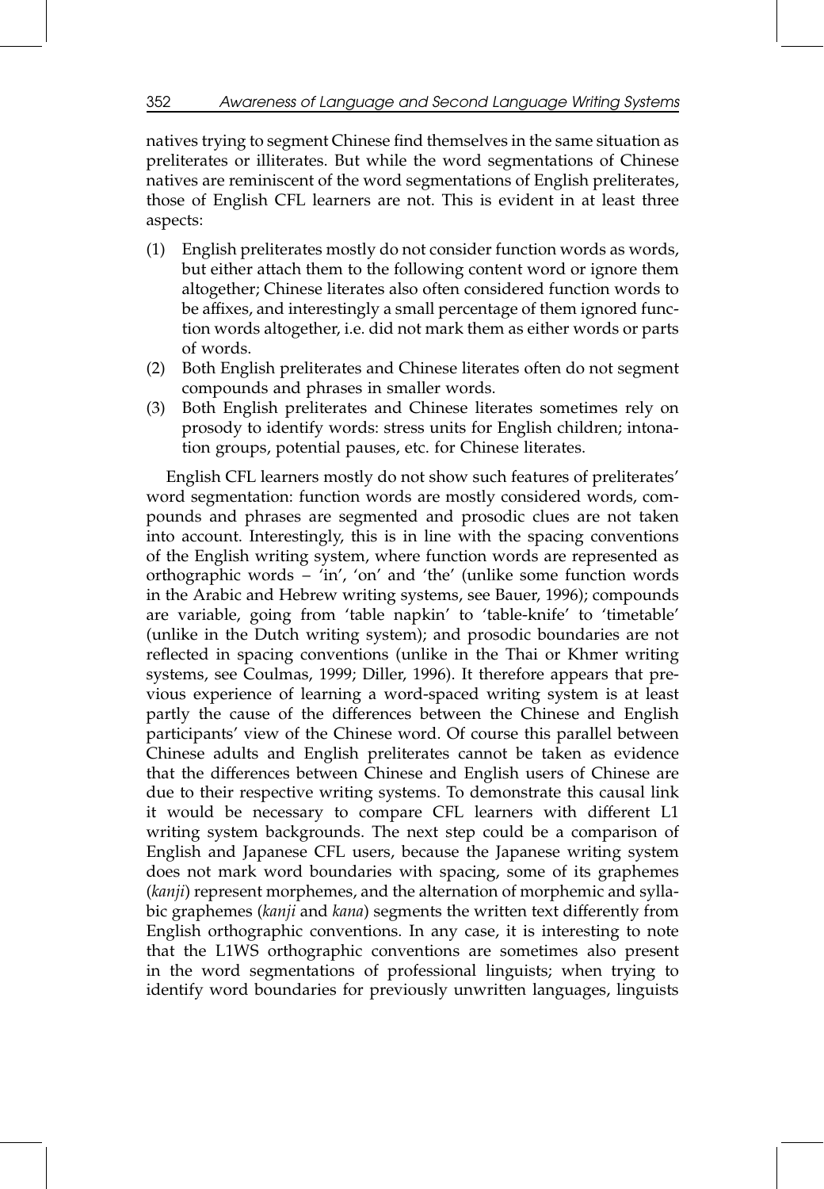natives trying to segment Chinese find themselves in the same situation as preliterates or illiterates. But while the word segmentations of Chinese natives are reminiscent of the word segmentations of English preliterates, those of English CFL learners are not. This is evident in at least three aspects:

1. English preliterates mostly do not consider function words as words, but either attach them to the following content word or ignore them altogether; Chinese literates also often considered function words to be affixes, and interestingly a small percentage of them ignored function words altogether, i.e. did not mark them as either words or parts of words.
2. Both English preliterates and Chinese literates often do not segment compounds and phrases in smaller words.
3. Both English preliterates and Chinese literates sometimes rely on prosody to identify words: stress units for English children; intonation groups, potential pauses, etc. for Chinese literates.

English CFL learners mostly do not show such features of preliterates' word segmentation: function words are mostly considered words, compounds and phrases are segmented and prosodic clues are not taken into account. Interestingly, this is in line with the spacing conventions of the English writing system, where function words are represented as orthographic words – 'in', 'on' and 'the' (unlike some function words in the Arabic and Hebrew writing systems, see Bauer, 1996); compounds are variable, going from 'table napkin' to 'table-knife' to 'timetable' (unlike in the Dutch writing system); and prosodic boundaries are not reflected in spacing conventions (unlike in the Thai or Khmer writing systems, see Coulmas, 1999; Diller, 1996). It therefore appears that previous experience of learning a word-spaced writing system is at least partly the cause of the differences between the Chinese and English participants' view of the Chinese word. Of course this parallel between Chinese adults and English preliterates cannot be taken as evidence that the differences between Chinese and English users of Chinese are due to their respective writing systems. To demonstrate this causal link it would be necessary to compare CFL learners with different L1 writing system backgrounds. The next step could be a comparison of English and Japanese CFL users, because the Japanese writing system does not mark word boundaries with spacing, some of its graphemes (*kanji*) represent morphemes, and the alternation of morphemic and syllabic graphemes (*kanji* and *kana*) segments the written text differently from English orthographic conventions. In any case, it is interesting to note that the L1WS orthographic conventions are sometimes also present in the word segmentations of professional linguists; when trying to identify word boundaries for previously unwritten languages, linguists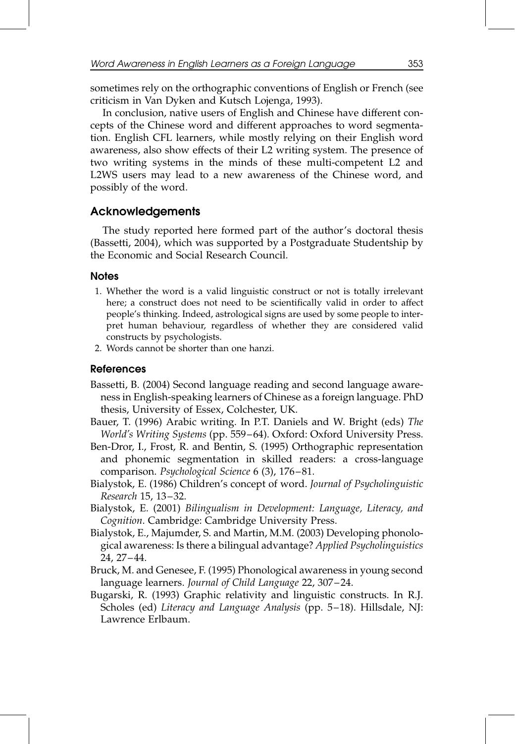sometimes rely on the orthographic conventions of English or French (see criticism in Van Dyken and Kutsch Lojenga, 1993).

In conclusion, native users of English and Chinese have different concepts of the Chinese word and different approaches to word segmentation. English CFL learners, while mostly relying on their English word awareness, also show effects of their L2 writing system. The presence of two writing systems in the minds of these multi-competent L2 and L2WS users may lead to a new awareness of the Chinese word, and possibly of the word.

## Acknowledgements

The study reported here formed part of the author's doctoral thesis (Bassetti, 2004), which was supported by a Postgraduate Studentship by the Economic and Social Research Council.

### Notes

1. Whether the word is a valid linguistic construct or not is totally irrelevant here; a construct does not need to be scientifically valid in order to affect people's thinking. Indeed, astrological signs are used by some people to interpret human behaviour, regardless of whether they are considered valid constructs by psychologists.
2. Words cannot be shorter than one hanzi.

### References

Bassetti, B. (2004) Second language reading and second language awareness in English-speaking learners of Chinese as a foreign language. PhD thesis, University of Essex, Colchester, UK.

Bauer, T. (1996) Arabic writing. In P.T. Daniels and W. Bright (eds) *The World's Writing Systems* (pp. 559–64). Oxford: Oxford University Press.

Ben-Dror, I., Frost, R. and Bentin, S. (1995) Orthographic representation and phonemic segmentation in skilled readers: a cross-language comparison. *Psychological Science* 6 (3), 176–81.

Bialystok, E. (1986) Children's concept of word. *Journal of Psycholinguistic Research* 15, 13–32.

Bialystok, E. (2001) *Bilingualism in Development: Language, Literacy, and Cognition*. Cambridge: Cambridge University Press.

Bialystok, E., Majumder, S. and Martin, M.M. (2003) Developing phonological awareness: Is there a bilingual advantage? *Applied Psycholinguistics* 24, 27–44.

Bruck, M. and Genesee, F. (1995) Phonological awareness in young second language learners. *Journal of Child Language* 22, 307–24.

Bugarski, R. (1993) Graphic relativity and linguistic constructs. In R.J. Scholes (ed) *Literacy and Language Analysis* (pp. 5–18). Hillsdale, NJ: Lawrence Erlbaum.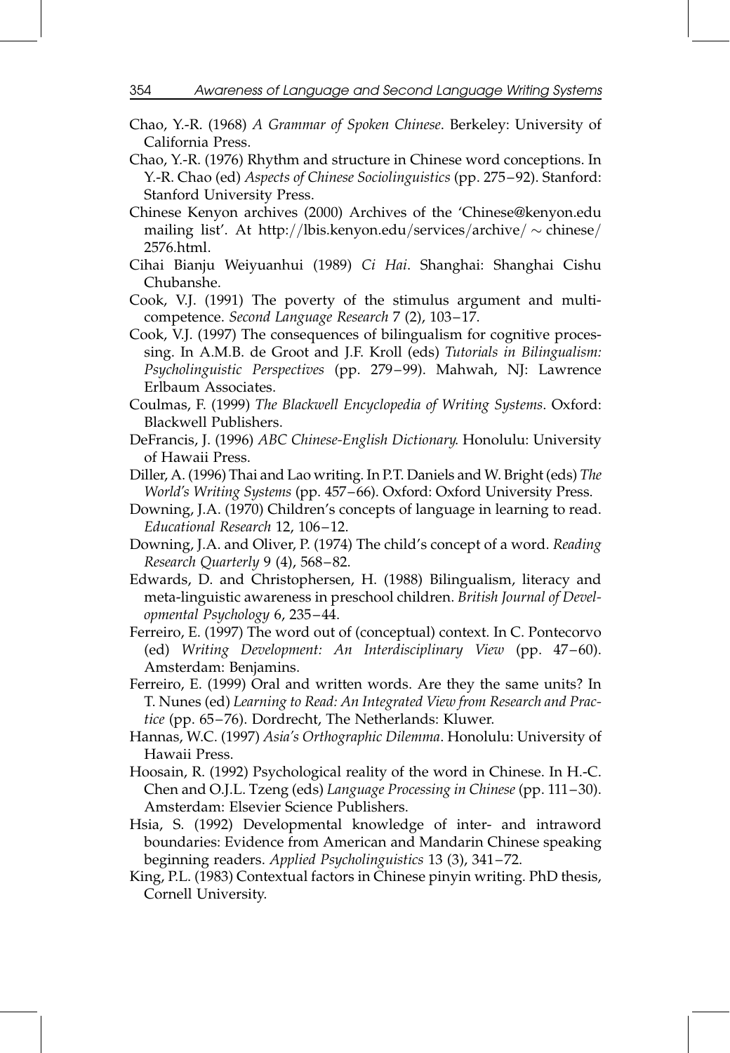Chao, Y.-R. (1968) *A Grammar of Spoken Chinese*. Berkeley: University of California Press.

Chao, Y.-R. (1976) Rhythm and structure in Chinese word conceptions. In Y.-R. Chao (ed) *Aspects of Chinese Sociolinguistics* (pp. 275–92). Stanford: Stanford University Press.

Chinese Kenyon archives (2000) Archives of the 'Chinese@kenyon.edu mailing list'. At http://lbis.kenyon.edu/services/archive/ ~ chinese/2576.html.

Cihai Bianju Weiyuanhui (1989) *Ci Hai*. Shanghai: Shanghai Cishu Chubanshe.

Cook, V.J. (1991) The poverty of the stimulus argument and multi-competence. *Second Language Research* 7 (2), 103–17.

Cook, V.J. (1997) The consequences of bilingualism for cognitive processing. In A.M.B. de Groot and J.F. Kroll (eds) *Tutorials in Bilingualism: Psycholinguistic Perspectives* (pp. 279–99). Mahwah, NJ: Lawrence Erlbaum Associates.

Coulmas, F. (1999) *The Blackwell Encyclopedia of Writing Systems*. Oxford: Blackwell Publishers.

DeFrancis, J. (1996) *ABC Chinese-English Dictionary*. Honolulu: University of Hawaii Press.

Diller, A. (1996) Thai and Lao writing. In P.T. Daniels and W. Bright (eds) *The World's Writing Systems* (pp. 457–66). Oxford: Oxford University Press.

Downing, J.A. (1970) Children's concepts of language in learning to read. *Educational Research* 12, 106–12.

Downing, J.A. and Oliver, P. (1974) The child's concept of a word. *Reading Research Quarterly* 9 (4), 568–82.

Edwards, D. and Christophersen, H. (1988) Bilingualism, literacy and meta-linguistic awareness in preschool children. *British Journal of Developmental Psychology* 6, 235–44.

Ferreiro, E. (1997) The word out of (conceptual) context. In C. Pontecorvo (ed) *Writing Development: An Interdisciplinary View* (pp. 47–60). Amsterdam: Benjamins.

Ferreiro, E. (1999) Oral and written words. Are they the same units? In T. Nunes (ed) *Learning to Read: An Integrated View from Research and Practice* (pp. 65–76). Dordrecht, The Netherlands: Kluwer.

Hannas, W.C. (1997) *Asia's Orthographic Dilemma*. Honolulu: University of Hawaii Press.

Hoosain, R. (1992) Psychological reality of the word in Chinese. In H.-C. Chen and O.J.L. Tzeng (eds) *Language Processing in Chinese* (pp. 111–30). Amsterdam: Elsevier Science Publishers.

Hsia, S. (1992) Developmental knowledge of inter- and intraword boundaries: Evidence from American and Mandarin Chinese speaking beginning readers. *Applied Psycholinguistics* 13 (3), 341–72.

King, P.L. (1983) Contextual factors in Chinese pinyin writing. PhD thesis, Cornell University.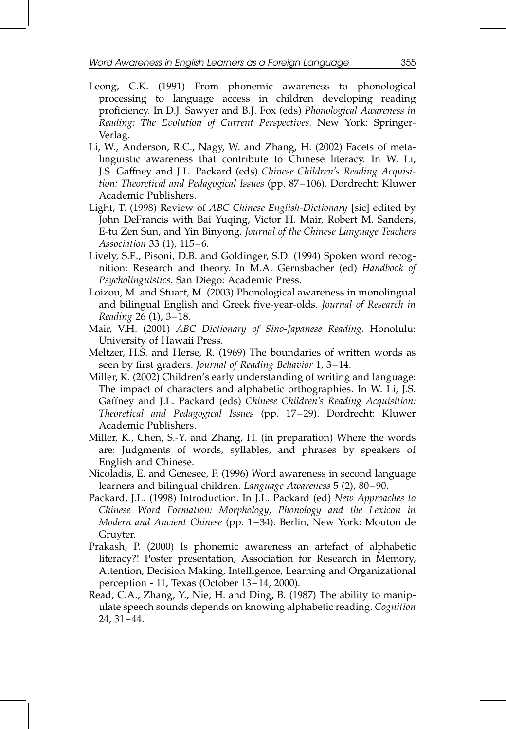Leong, C.K. (1991) From phonemic awareness to phonological processing to language access in children developing reading proficiency. In D.J. Sawyer and B.J. Fox (eds) *Phonological Awareness in Reading: The Evolution of Current Perspectives.* New York: Springer-Verlag.

Li, W., Anderson, R.C., Nagy, W. and Zhang, H. (2002) Facets of metalinguistic awareness that contribute to Chinese literacy. In W. Li, J.S. Gaffney and J.L. Packard (eds) *Chinese Children's Reading Acquisition: Theoretical and Pedagogical Issues* (pp. 87–106). Dordrecht: Kluwer Academic Publishers.

Light, T. (1998) Review of *ABC Chinese English-Dictionary* [sic] edited by John DeFrancis with Bai Yuqing, Victor H. Mair, Robert M. Sanders, E-tu Zen Sun, and Yin Binyong. *Journal of the Chinese Language Teachers Association* 33 (1), 115–6.

Lively, S.E., Pisoni, D.B. and Goldinger, S.D. (1994) Spoken word recognition: Research and theory. In M.A. Gernsbacher (ed) *Handbook of Psycholinguistics*. San Diego: Academic Press.

Loizou, M. and Stuart, M. (2003) Phonological awareness in monolingual and bilingual English and Greek five-year-olds. *Journal of Research in Reading* 26 (1), 3–18.

Mair, V.H. (2001) *ABC Dictionary of Sino-Japanese Reading*. Honolulu: University of Hawaii Press.

Meltzer, H.S. and Herse, R. (1969) The boundaries of written words as seen by first graders. *Journal of Reading Behavior* 1, 3–14.

Miller, K. (2002) Children's early understanding of writing and language: The impact of characters and alphabetic orthographies. In W. Li, J.S. Gaffney and J.L. Packard (eds) *Chinese Children's Reading Acquisition: Theoretical and Pedagogical Issues* (pp. 17–29). Dordrecht: Kluwer Academic Publishers.

Miller, K., Chen, S.-Y. and Zhang, H. (in preparation) Where the words are: Judgments of words, syllables, and phrases by speakers of English and Chinese.

Nicoladis, E. and Genesee, F. (1996) Word awareness in second language learners and bilingual children. *Language Awareness* 5 (2), 80–90.

Packard, J.L. (1998) Introduction. In J.L. Packard (ed) *New Approaches to Chinese Word Formation: Morphology, Phonology and the Lexicon in Modern and Ancient Chinese* (pp. 1–34). Berlin, New York: Mouton de Gruyter.

Prakash, P. (2000) Is phonemic awareness an artefact of alphabetic literacy?! Poster presentation, Association for Research in Memory, Attention, Decision Making, Intelligence, Learning and Organizational perception - 11, Texas (October 13–14, 2000).

Read, C.A., Zhang, Y., Nie, H. and Ding, B. (1987) The ability to manipulate speech sounds depends on knowing alphabetic reading. *Cognition* 24, 31–44.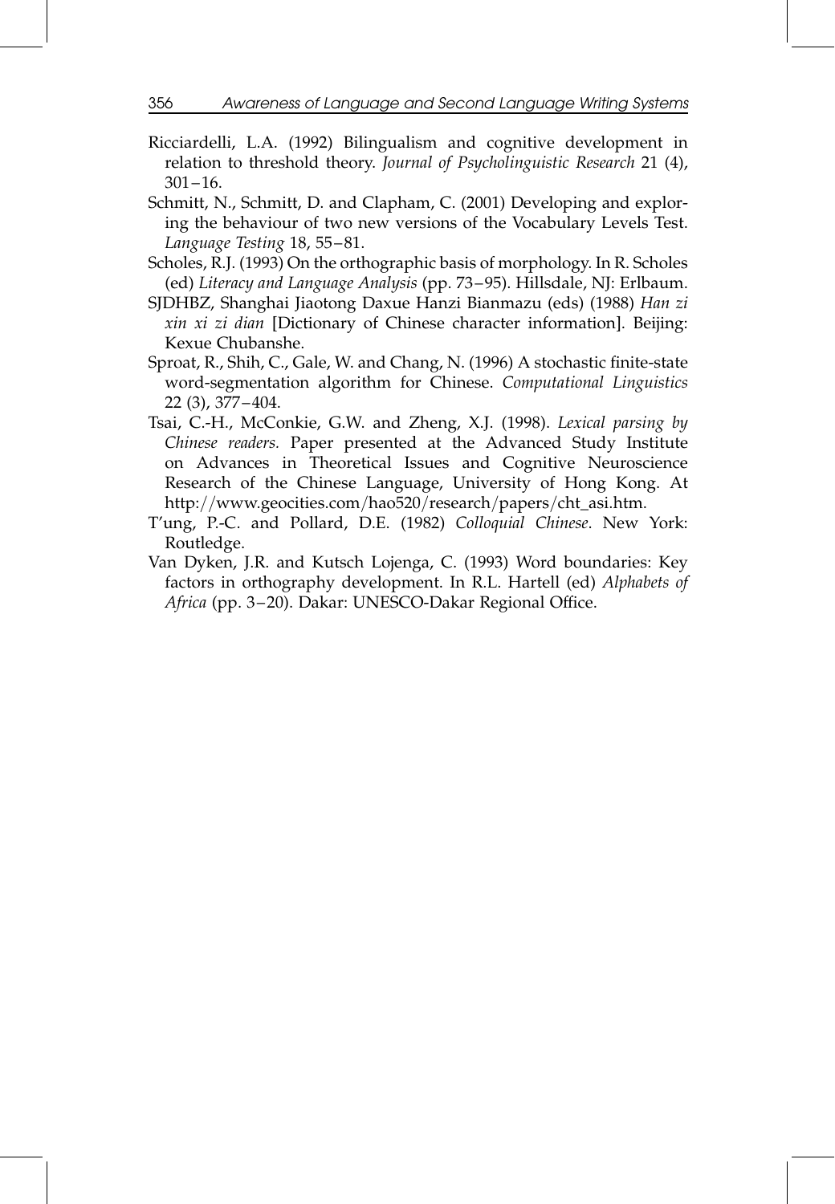Ricciardelli, L.A. (1992) Bilingualism and cognitive development in relation to threshold theory. *Journal of Psycholinguistic Research* 21 (4), 301–16.

Schmitt, N., Schmitt, D. and Clapham, C. (2001) Developing and exploring the behaviour of two new versions of the Vocabulary Levels Test. *Language Testing* 18, 55–81.

Scholes, R.J. (1993) On the orthographic basis of morphology. In R. Scholes (ed) *Literacy and Language Analysis* (pp. 73–95). Hillsdale, NJ: Erlbaum.

SJDHBZ, Shanghai Jiaotong Daxue Hanzi Bianmazu (eds) (1988) *Han zi xin xi zi dian* [Dictionary of Chinese character information]. Beijing: Kexue Chubanshe.

Sproat, R., Shih, C., Gale, W. and Chang, N. (1996) A stochastic finite-state word-segmentation algorithm for Chinese. *Computational Linguistics* 22 (3), 377–404.

Tsai, C.-H., McConkie, G.W. and Zheng, X.J. (1998). *Lexical parsing by Chinese readers.* Paper presented at the Advanced Study Institute on Advances in Theoretical Issues and Cognitive Neuroscience Research of the Chinese Language, University of Hong Kong. At http://www.geocities.com/hao520/research/papers/cht_asi.htm.

T'ung, P.-C. and Pollard, D.E. (1982) *Colloquial Chinese*. New York: Routledge.

Van Dyken, J.R. and Kutsch Lojenga, C. (1993) Word boundaries: Key factors in orthography development. In R.L. Hartell (ed) *Alphabets of Africa* (pp. 3–20). Dakar: UNESCO-Dakar Regional Office.